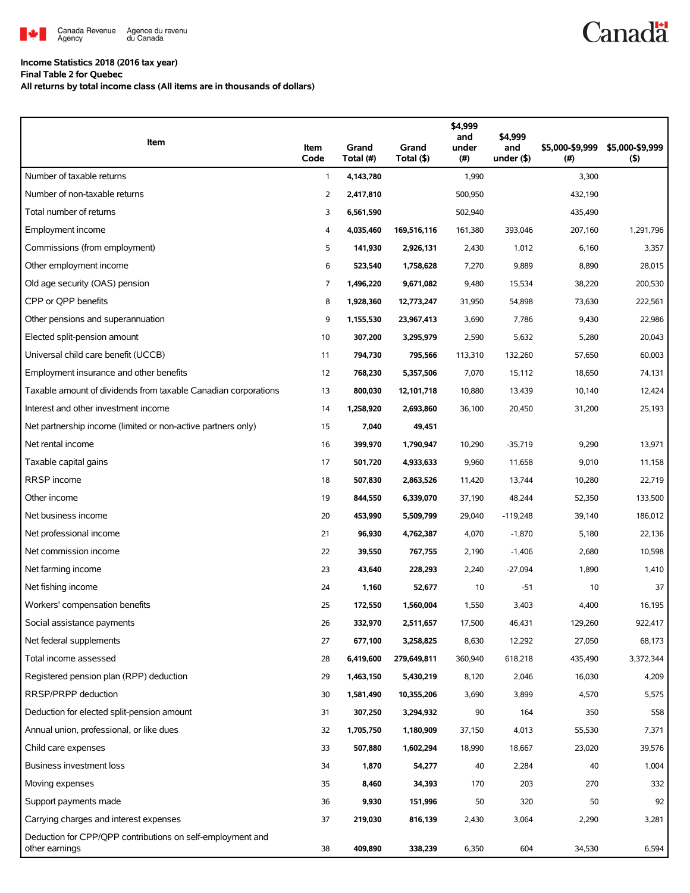Canada Revenue Agency / Agence du revenu du Canada

**Income Statistics 2018 (2016 tax year)**
**Final Table 2 for Quebec**
**All returns by total income class (All items are in thousands of dollars)**

| Item | Item Code | Grand Total (#) | Grand Total ($) | $4,999 and under (#) | $4,999 and under ($) | $5,000-$9,999 (#) | $5,000-$9,999 ($) |
|---|---|---|---|---|---|---|---|
| Number of taxable returns | 1 | **4,143,780** | | 1,990 | | 3,300 | |
| Number of non-taxable returns | 2 | **2,417,810** | | 500,950 | | 432,190 | |
| Total number of returns | 3 | **6,561,590** | | 502,940 | | 435,490 | |
| Employment income | 4 | **4,035,460** | **169,516,116** | 161,380 | 393,046 | 207,160 | 1,291,796 |
| Commissions (from employment) | 5 | **141,930** | **2,926,131** | 2,430 | 1,012 | 6,160 | 3,357 |
| Other employment income | 6 | **523,540** | **1,758,628** | 7,270 | 9,889 | 8,890 | 28,015 |
| Old age security (OAS) pension | 7 | **1,496,220** | **9,671,082** | 9,480 | 15,534 | 38,220 | 200,530 |
| CPP or QPP benefits | 8 | **1,928,360** | **12,773,247** | 31,950 | 54,898 | 73,630 | 222,561 |
| Other pensions and superannuation | 9 | **1,155,530** | **23,967,413** | 3,690 | 7,786 | 9,430 | 22,986 |
| Elected split-pension amount | 10 | **307,200** | **3,295,979** | 2,590 | 5,632 | 5,280 | 20,043 |
| Universal child care benefit (UCCB) | 11 | **794,730** | **795,566** | 113,310 | 132,260 | 57,650 | 60,003 |
| Employment insurance and other benefits | 12 | **768,230** | **5,357,506** | 7,070 | 15,112 | 18,650 | 74,131 |
| Taxable amount of dividends from taxable Canadian corporations | 13 | **800,030** | **12,101,718** | 10,880 | 13,439 | 10,140 | 12,424 |
| Interest and other investment income | 14 | **1,258,920** | **2,693,860** | 36,100 | 20,450 | 31,200 | 25,193 |
| Net partnership income (limited or non-active partners only) | 15 | **7,040** | **49,451** | | | | |
| Net rental income | 16 | **399,970** | **1,790,947** | 10,290 | -35,719 | 9,290 | 13,971 |
| Taxable capital gains | 17 | **501,720** | **4,933,633** | 9,960 | 11,658 | 9,010 | 11,158 |
| RRSP income | 18 | **507,830** | **2,863,526** | 11,420 | 13,744 | 10,280 | 22,719 |
| Other income | 19 | **844,550** | **6,339,070** | 37,190 | 48,244 | 52,350 | 133,500 |
| Net business income | 20 | **453,990** | **5,509,799** | 29,040 | -119,248 | 39,140 | 186,012 |
| Net professional income | 21 | **96,930** | **4,762,387** | 4,070 | -1,870 | 5,180 | 22,136 |
| Net commission income | 22 | **39,550** | **767,755** | 2,190 | -1,406 | 2,680 | 10,598 |
| Net farming income | 23 | **43,640** | **228,293** | 2,240 | -27,094 | 1,890 | 1,410 |
| Net fishing income | 24 | **1,160** | **52,677** | 10 | -51 | 10 | 37 |
| Workers' compensation benefits | 25 | **172,550** | **1,560,004** | 1,550 | 3,403 | 4,400 | 16,195 |
| Social assistance payments | 26 | **332,970** | **2,511,657** | 17,500 | 46,431 | 129,260 | 922,417 |
| Net federal supplements | 27 | **677,100** | **3,258,825** | 8,630 | 12,292 | 27,050 | 68,173 |
| Total income assessed | 28 | **6,419,600** | **279,649,811** | 360,940 | 618,218 | 435,490 | 3,372,344 |
| Registered pension plan (RPP) deduction | 29 | **1,463,150** | **5,430,219** | 8,120 | 2,046 | 16,030 | 4,209 |
| RRSP/PRPP deduction | 30 | **1,581,490** | **10,355,206** | 3,690 | 3,899 | 4,570 | 5,575 |
| Deduction for elected split-pension amount | 31 | **307,250** | **3,294,932** | 90 | 164 | 350 | 558 |
| Annual union, professional, or like dues | 32 | **1,705,750** | **1,180,909** | 37,150 | 4,013 | 55,530 | 7,371 |
| Child care expenses | 33 | **507,880** | **1,602,294** | 18,990 | 18,667 | 23,020 | 39,576 |
| Business investment loss | 34 | **1,870** | **54,277** | 40 | 2,284 | 40 | 1,004 |
| Moving expenses | 35 | **8,460** | **34,393** | 170 | 203 | 270 | 332 |
| Support payments made | 36 | **9,930** | **151,996** | 50 | 320 | 50 | 92 |
| Carrying charges and interest expenses | 37 | **219,030** | **816,139** | 2,430 | 3,064 | 2,290 | 3,281 |
| Deduction for CPP/QPP contributions on self-employment and other earnings | 38 | **409,890** | **338,239** | 6,350 | 604 | 34,530 | 6,594 |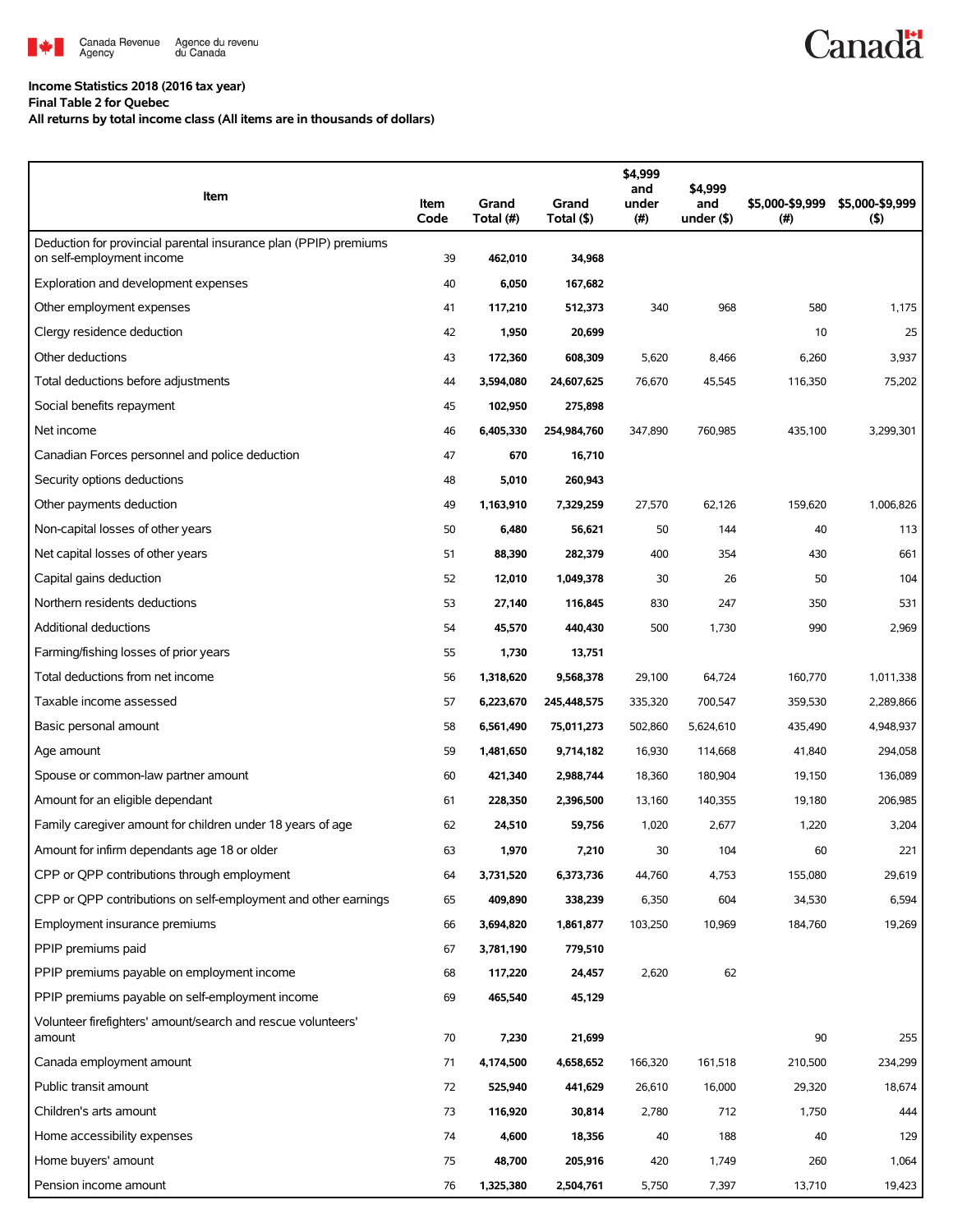**Income Statistics 2018 (2016 tax year)**
**Final Table 2 for Quebec**
**All returns by total income class (All items are in thousands of dollars)**

| Item | Item Code | Grand Total (#) | Grand Total ($) | $4,999 and under (#) | $4,999 and under ($) | $5,000-$9,999 (#) | $5,000-$9,999 ($) |
|---|---|---|---|---|---|---|---|
| Deduction for provincial parental insurance plan (PPIP) premiums on self-employment income | 39 | **462,010** | **34,968** | | | | |
| Exploration and development expenses | 40 | **6,050** | **167,682** | | | | |
| Other employment expenses | 41 | **117,210** | **512,373** | 340 | 968 | 580 | 1,175 |
| Clergy residence deduction | 42 | **1,950** | **20,699** | | | 10 | 25 |
| Other deductions | 43 | **172,360** | **608,309** | 5,620 | 8,466 | 6,260 | 3,937 |
| Total deductions before adjustments | 44 | **3,594,080** | **24,607,625** | 76,670 | 45,545 | 116,350 | 75,202 |
| Social benefits repayment | 45 | **102,950** | **275,898** | | | | |
| Net income | 46 | **6,405,330** | **254,984,760** | 347,890 | 760,985 | 435,100 | 3,299,301 |
| Canadian Forces personnel and police deduction | 47 | **670** | **16,710** | | | | |
| Security options deductions | 48 | **5,010** | **260,943** | | | | |
| Other payments deduction | 49 | **1,163,910** | **7,329,259** | 27,570 | 62,126 | 159,620 | 1,006,826 |
| Non-capital losses of other years | 50 | **6,480** | **56,621** | 50 | 144 | 40 | 113 |
| Net capital losses of other years | 51 | **88,390** | **282,379** | 400 | 354 | 430 | 661 |
| Capital gains deduction | 52 | **12,010** | **1,049,378** | 30 | 26 | 50 | 104 |
| Northern residents deductions | 53 | **27,140** | **116,845** | 830 | 247 | 350 | 531 |
| Additional deductions | 54 | **45,570** | **440,430** | 500 | 1,730 | 990 | 2,969 |
| Farming/fishing losses of prior years | 55 | **1,730** | **13,751** | | | | |
| Total deductions from net income | 56 | **1,318,620** | **9,568,378** | 29,100 | 64,724 | 160,770 | 1,011,338 |
| Taxable income assessed | 57 | **6,223,670** | **245,448,575** | 335,320 | 700,547 | 359,530 | 2,289,866 |
| Basic personal amount | 58 | **6,561,490** | **75,011,273** | 502,860 | 5,624,610 | 435,490 | 4,948,937 |
| Age amount | 59 | **1,481,650** | **9,714,182** | 16,930 | 114,668 | 41,840 | 294,058 |
| Spouse or common-law partner amount | 60 | **421,340** | **2,988,744** | 18,360 | 180,904 | 19,150 | 136,089 |
| Amount for an eligible dependant | 61 | **228,350** | **2,396,500** | 13,160 | 140,355 | 19,180 | 206,985 |
| Family caregiver amount for children under 18 years of age | 62 | **24,510** | **59,756** | 1,020 | 2,677 | 1,220 | 3,204 |
| Amount for infirm dependants age 18 or older | 63 | **1,970** | **7,210** | 30 | 104 | 60 | 221 |
| CPP or QPP contributions through employment | 64 | **3,731,520** | **6,373,736** | 44,760 | 4,753 | 155,080 | 29,619 |
| CPP or QPP contributions on self-employment and other earnings | 65 | **409,890** | **338,239** | 6,350 | 604 | 34,530 | 6,594 |
| Employment insurance premiums | 66 | **3,694,820** | **1,861,877** | 103,250 | 10,969 | 184,760 | 19,269 |
| PPIP premiums paid | 67 | **3,781,190** | **779,510** | | | | |
| PPIP premiums payable on employment income | 68 | **117,220** | **24,457** | 2,620 | 62 | | |
| PPIP premiums payable on self-employment income | 69 | **465,540** | **45,129** | | | | |
| Volunteer firefighters' amount/search and rescue volunteers' amount | 70 | **7,230** | **21,699** | | | 90 | 255 |
| Canada employment amount | 71 | **4,174,500** | **4,658,652** | 166,320 | 161,518 | 210,500 | 234,299 |
| Public transit amount | 72 | **525,940** | **441,629** | 26,610 | 16,000 | 29,320 | 18,674 |
| Children's arts amount | 73 | **116,920** | **30,814** | 2,780 | 712 | 1,750 | 444 |
| Home accessibility expenses | 74 | **4,600** | **18,356** | 40 | 188 | 40 | 129 |
| Home buyers' amount | 75 | **48,700** | **205,916** | 420 | 1,749 | 260 | 1,064 |
| Pension income amount | 76 | **1,325,380** | **2,504,761** | 5,750 | 7,397 | 13,710 | 19,423 |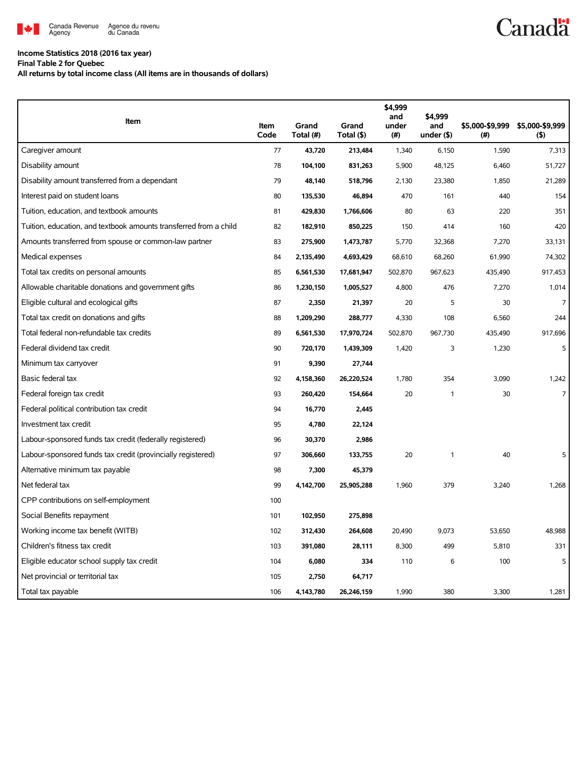**Income Statistics 2018 (2016 tax year)**
**Final Table 2 for Quebec**
**All returns by total income class (All items are in thousands of dollars)**

| Item | Item Code | Grand Total (#) | Grand Total ($) | $4,999 and under (#) | $4,999 and under ($) | $5,000-$9,999 (#) | $5,000-$9,999 ($) |
|---|---|---|---|---|---|---|---|
| Caregiver amount | 77 | 43,720 | 213,484 | 1,340 | 6,150 | 1,590 | 7,313 |
| Disability amount | 78 | 104,100 | 831,263 | 5,900 | 48,125 | 6,460 | 51,727 |
| Disability amount transferred from a dependant | 79 | 48,140 | 518,796 | 2,130 | 23,380 | 1,850 | 21,289 |
| Interest paid on student loans | 80 | 135,530 | 46,894 | 470 | 161 | 440 | 154 |
| Tuition, education, and textbook amounts | 81 | 429,830 | 1,766,606 | 80 | 63 | 220 | 351 |
| Tuition, education, and textbook amounts transferred from a child | 82 | 182,910 | 850,225 | 150 | 414 | 160 | 420 |
| Amounts transferred from spouse or common-law partner | 83 | 275,900 | 1,473,787 | 5,770 | 32,368 | 7,270 | 33,131 |
| Medical expenses | 84 | 2,135,490 | 4,693,429 | 68,610 | 68,260 | 61,990 | 74,302 |
| Total tax credits on personal amounts | 85 | 6,561,530 | 17,681,947 | 502,870 | 967,623 | 435,490 | 917,453 |
| Allowable charitable donations and government gifts | 86 | 1,230,150 | 1,005,527 | 4,800 | 476 | 7,270 | 1,014 |
| Eligible cultural and ecological gifts | 87 | 2,350 | 21,397 | 20 | 5 | 30 | 7 |
| Total tax credit on donations and gifts | 88 | 1,209,290 | 288,777 | 4,330 | 108 | 6,560 | 244 |
| Total federal non-refundable tax credits | 89 | 6,561,530 | 17,970,724 | 502,870 | 967,730 | 435,490 | 917,696 |
| Federal dividend tax credit | 90 | 720,170 | 1,439,309 | 1,420 | 3 | 1,230 | 5 |
| Minimum tax carryover | 91 | 9,390 | 27,744 | | | | |
| Basic federal tax | 92 | 4,158,360 | 26,220,524 | 1,780 | 354 | 3,090 | 1,242 |
| Federal foreign tax credit | 93 | 260,420 | 154,664 | 20 | 1 | 30 | 7 |
| Federal political contribution tax credit | 94 | 16,770 | 2,445 | | | | |
| Investment tax credit | 95 | 4,780 | 22,124 | | | | |
| Labour-sponsored funds tax credit (federally registered) | 96 | 30,370 | 2,986 | | | | |
| Labour-sponsored funds tax credit (provincially registered) | 97 | 306,660 | 133,755 | 20 | 1 | 40 | 5 |
| Alternative minimum tax payable | 98 | 7,300 | 45,379 | | | | |
| Net federal tax | 99 | 4,142,700 | 25,905,288 | 1,960 | 379 | 3,240 | 1,268 |
| CPP contributions on self-employment | 100 | | | | | | |
| Social Benefits repayment | 101 | 102,950 | 275,898 | | | | |
| Working income tax benefit (WITB) | 102 | 312,430 | 264,608 | 20,490 | 9,073 | 53,650 | 48,988 |
| Children's fitness tax credit | 103 | 391,080 | 28,111 | 8,300 | 499 | 5,810 | 331 |
| Eligible educator school supply tax credit | 104 | 6,080 | 334 | 110 | 6 | 100 | 5 |
| Net provincial or territorial tax | 105 | 2,750 | 64,717 | | | | |
| Total tax payable | 106 | 4,143,780 | 26,246,159 | 1,990 | 380 | 3,300 | 1,281 |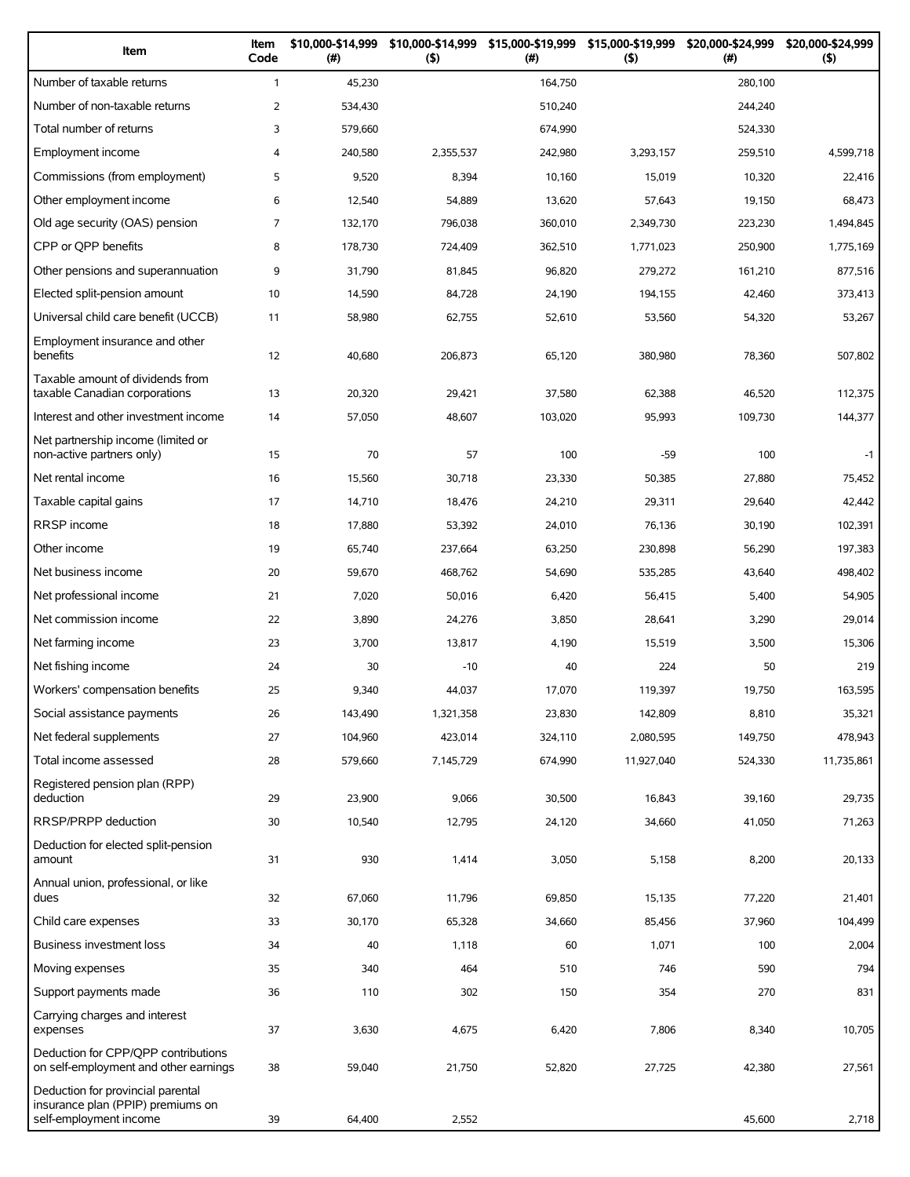| Item | Item Code | $10,000-$14,999 (#) | $10,000-$14,999 ($) | $15,000-$19,999 (#) | $15,000-$19,999 ($) | $20,000-$24,999 (#) | $20,000-$24,999 ($) |
|---|---|---|---|---|---|---|---|
| Number of taxable returns | 1 | 45,230 | | 164,750 | | 280,100 | |
| Number of non-taxable returns | 2 | 534,430 | | 510,240 | | 244,240 | |
| Total number of returns | 3 | 579,660 | | 674,990 | | 524,330 | |
| Employment income | 4 | 240,580 | 2,355,537 | 242,980 | 3,293,157 | 259,510 | 4,599,718 |
| Commissions (from employment) | 5 | 9,520 | 8,394 | 10,160 | 15,019 | 10,320 | 22,416 |
| Other employment income | 6 | 12,540 | 54,889 | 13,620 | 57,643 | 19,150 | 68,473 |
| Old age security (OAS) pension | 7 | 132,170 | 796,038 | 360,010 | 2,349,730 | 223,230 | 1,494,845 |
| CPP or QPP benefits | 8 | 178,730 | 724,409 | 362,510 | 1,771,023 | 250,900 | 1,775,169 |
| Other pensions and superannuation | 9 | 31,790 | 81,845 | 96,820 | 279,272 | 161,210 | 877,516 |
| Elected split-pension amount | 10 | 14,590 | 84,728 | 24,190 | 194,155 | 42,460 | 373,413 |
| Universal child care benefit (UCCB) | 11 | 58,980 | 62,755 | 52,610 | 53,560 | 54,320 | 53,267 |
| Employment insurance and other benefits | 12 | 40,680 | 206,873 | 65,120 | 380,980 | 78,360 | 507,802 |
| Taxable amount of dividends from taxable Canadian corporations | 13 | 20,320 | 29,421 | 37,580 | 62,388 | 46,520 | 112,375 |
| Interest and other investment income | 14 | 57,050 | 48,607 | 103,020 | 95,993 | 109,730 | 144,377 |
| Net partnership income (limited or non-active partners only) | 15 | 70 | 57 | 100 | -59 | 100 | -1 |
| Net rental income | 16 | 15,560 | 30,718 | 23,330 | 50,385 | 27,880 | 75,452 |
| Taxable capital gains | 17 | 14,710 | 18,476 | 24,210 | 29,311 | 29,640 | 42,442 |
| RRSP income | 18 | 17,880 | 53,392 | 24,010 | 76,136 | 30,190 | 102,391 |
| Other income | 19 | 65,740 | 237,664 | 63,250 | 230,898 | 56,290 | 197,383 |
| Net business income | 20 | 59,670 | 468,762 | 54,690 | 535,285 | 43,640 | 498,402 |
| Net professional income | 21 | 7,020 | 50,016 | 6,420 | 56,415 | 5,400 | 54,905 |
| Net commission income | 22 | 3,890 | 24,276 | 3,850 | 28,641 | 3,290 | 29,014 |
| Net farming income | 23 | 3,700 | 13,817 | 4,190 | 15,519 | 3,500 | 15,306 |
| Net fishing income | 24 | 30 | -10 | 40 | 224 | 50 | 219 |
| Workers' compensation benefits | 25 | 9,340 | 44,037 | 17,070 | 119,397 | 19,750 | 163,595 |
| Social assistance payments | 26 | 143,490 | 1,321,358 | 23,830 | 142,809 | 8,810 | 35,321 |
| Net federal supplements | 27 | 104,960 | 423,014 | 324,110 | 2,080,595 | 149,750 | 478,943 |
| Total income assessed | 28 | 579,660 | 7,145,729 | 674,990 | 11,927,040 | 524,330 | 11,735,861 |
| Registered pension plan (RPP) deduction | 29 | 23,900 | 9,066 | 30,500 | 16,843 | 39,160 | 29,735 |
| RRSP/PRPP deduction | 30 | 10,540 | 12,795 | 24,120 | 34,660 | 41,050 | 71,263 |
| Deduction for elected split-pension amount | 31 | 930 | 1,414 | 3,050 | 5,158 | 8,200 | 20,133 |
| Annual union, professional, or like dues | 32 | 67,060 | 11,796 | 69,850 | 15,135 | 77,220 | 21,401 |
| Child care expenses | 33 | 30,170 | 65,328 | 34,660 | 85,456 | 37,960 | 104,499 |
| Business investment loss | 34 | 40 | 1,118 | 60 | 1,071 | 100 | 2,004 |
| Moving expenses | 35 | 340 | 464 | 510 | 746 | 590 | 794 |
| Support payments made | 36 | 110 | 302 | 150 | 354 | 270 | 831 |
| Carrying charges and interest expenses | 37 | 3,630 | 4,675 | 6,420 | 7,806 | 8,340 | 10,705 |
| Deduction for CPP/QPP contributions on self-employment and other earnings | 38 | 59,040 | 21,750 | 52,820 | 27,725 | 42,380 | 27,561 |
| Deduction for provincial parental insurance plan (PPIP) premiums on self-employment income | 39 | 64,400 | 2,552 | | | 45,600 | 2,718 |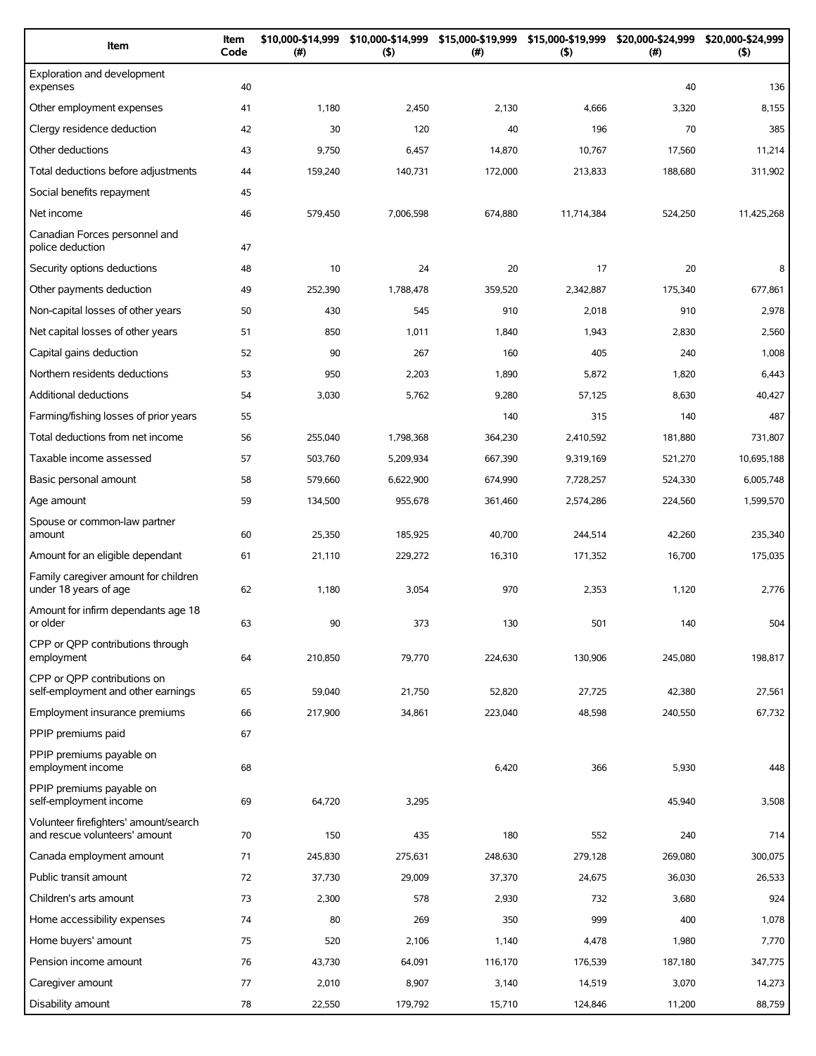| Item | Item Code | $10,000-$14,999 (#) | $10,000-$14,999 ($) | $15,000-$19,999 (#) | $15,000-$19,999 ($) | $20,000-$24,999 (#) | $20,000-$24,999 ($) |
|---|---|---|---|---|---|---|---|
| Exploration and development expenses | 40 | | | | | 40 | 136 |
| Other employment expenses | 41 | 1,180 | 2,450 | 2,130 | 4,666 | 3,320 | 8,155 |
| Clergy residence deduction | 42 | 30 | 120 | 40 | 196 | 70 | 385 |
| Other deductions | 43 | 9,750 | 6,457 | 14,870 | 10,767 | 17,560 | 11,214 |
| Total deductions before adjustments | 44 | 159,240 | 140,731 | 172,000 | 213,833 | 188,680 | 311,902 |
| Social benefits repayment | 45 | | | | | | |
| Net income | 46 | 579,450 | 7,006,598 | 674,880 | 11,714,384 | 524,250 | 11,425,268 |
| Canadian Forces personnel and police deduction | 47 | | | | | | |
| Security options deductions | 48 | 10 | 24 | 20 | 17 | 20 | 8 |
| Other payments deduction | 49 | 252,390 | 1,788,478 | 359,520 | 2,342,887 | 175,340 | 677,861 |
| Non-capital losses of other years | 50 | 430 | 545 | 910 | 2,018 | 910 | 2,978 |
| Net capital losses of other years | 51 | 850 | 1,011 | 1,840 | 1,943 | 2,830 | 2,560 |
| Capital gains deduction | 52 | 90 | 267 | 160 | 405 | 240 | 1,008 |
| Northern residents deductions | 53 | 950 | 2,203 | 1,890 | 5,872 | 1,820 | 6,443 |
| Additional deductions | 54 | 3,030 | 5,762 | 9,280 | 57,125 | 8,630 | 40,427 |
| Farming/fishing losses of prior years | 55 | | | 140 | 315 | 140 | 487 |
| Total deductions from net income | 56 | 255,040 | 1,798,368 | 364,230 | 2,410,592 | 181,880 | 731,807 |
| Taxable income assessed | 57 | 503,760 | 5,209,934 | 667,390 | 9,319,169 | 521,270 | 10,695,188 |
| Basic personal amount | 58 | 579,660 | 6,622,900 | 674,990 | 7,728,257 | 524,330 | 6,005,748 |
| Age amount | 59 | 134,500 | 955,678 | 361,460 | 2,574,286 | 224,560 | 1,599,570 |
| Spouse or common-law partner amount | 60 | 25,350 | 185,925 | 40,700 | 244,514 | 42,260 | 235,340 |
| Amount for an eligible dependant | 61 | 21,110 | 229,272 | 16,310 | 171,352 | 16,700 | 175,035 |
| Family caregiver amount for children under 18 years of age | 62 | 1,180 | 3,054 | 970 | 2,353 | 1,120 | 2,776 |
| Amount for infirm dependants age 18 or older | 63 | 90 | 373 | 130 | 501 | 140 | 504 |
| CPP or QPP contributions through employment | 64 | 210,850 | 79,770 | 224,630 | 130,906 | 245,080 | 198,817 |
| CPP or QPP contributions on self-employment and other earnings | 65 | 59,040 | 21,750 | 52,820 | 27,725 | 42,380 | 27,561 |
| Employment insurance premiums | 66 | 217,900 | 34,861 | 223,040 | 48,598 | 240,550 | 67,732 |
| PPIP premiums paid | 67 | | | | | | |
| PPIP premiums payable on employment income | 68 | | | 6,420 | 366 | 5,930 | 448 |
| PPIP premiums payable on self-employment income | 69 | 64,720 | 3,295 | | | 45,940 | 3,508 |
| Volunteer firefighters' amount/search and rescue volunteers' amount | 70 | 150 | 435 | 180 | 552 | 240 | 714 |
| Canada employment amount | 71 | 245,830 | 275,631 | 248,630 | 279,128 | 269,080 | 300,075 |
| Public transit amount | 72 | 37,730 | 29,009 | 37,370 | 24,675 | 36,030 | 26,533 |
| Children's arts amount | 73 | 2,300 | 578 | 2,930 | 732 | 3,680 | 924 |
| Home accessibility expenses | 74 | 80 | 269 | 350 | 999 | 400 | 1,078 |
| Home buyers' amount | 75 | 520 | 2,106 | 1,140 | 4,478 | 1,980 | 7,770 |
| Pension income amount | 76 | 43,730 | 64,091 | 116,170 | 176,539 | 187,180 | 347,775 |
| Caregiver amount | 77 | 2,010 | 8,907 | 3,140 | 14,519 | 3,070 | 14,273 |
| Disability amount | 78 | 22,550 | 179,792 | 15,710 | 124,846 | 11,200 | 88,759 |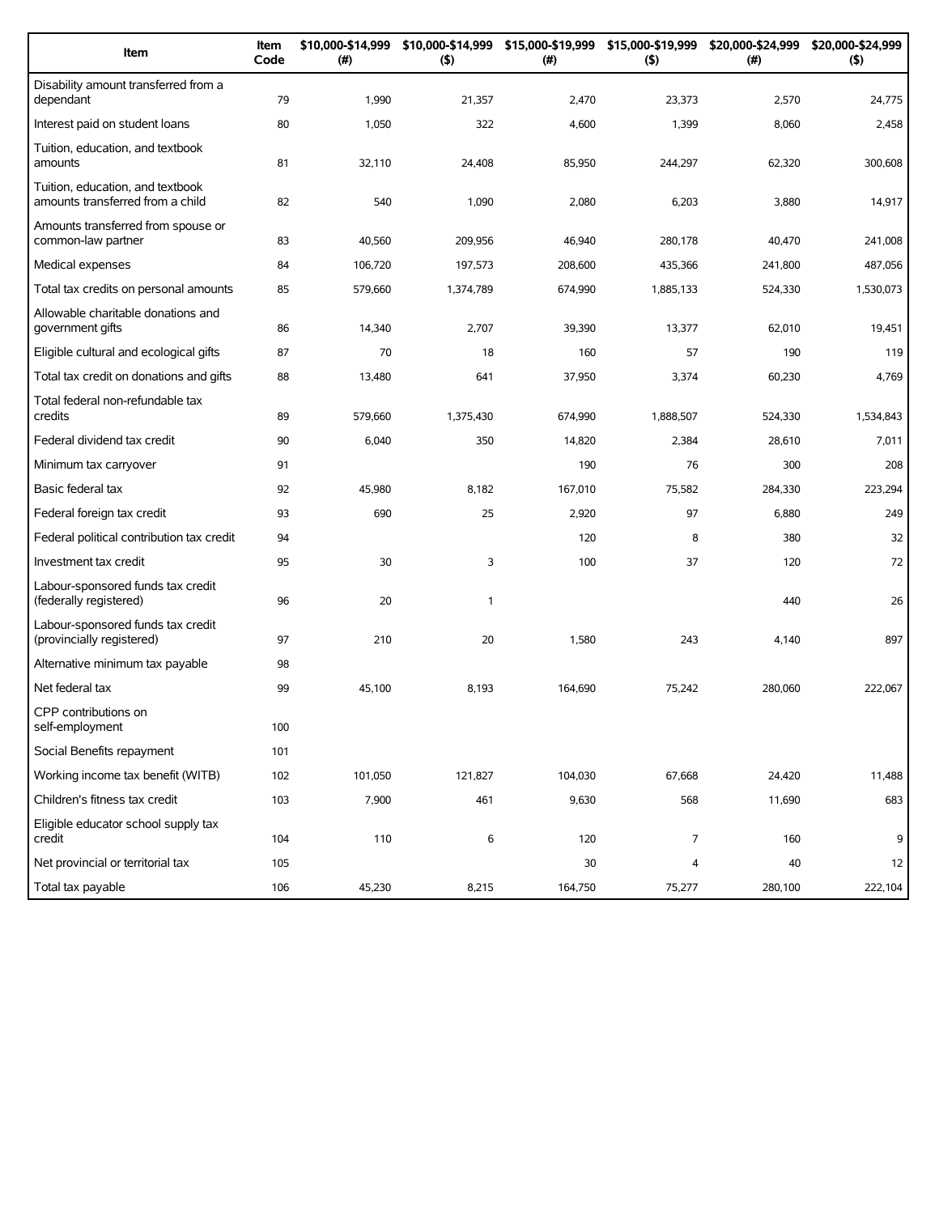| Item | Item Code | $10,000-$14,999 (#) | $10,000-$14,999 ($) | $15,000-$19,999 (#) | $15,000-$19,999 ($) | $20,000-$24,999 (#) | $20,000-$24,999 ($) |
|---|---|---|---|---|---|---|---|
| Disability amount transferred from a dependant | 79 | 1,990 | 21,357 | 2,470 | 23,373 | 2,570 | 24,775 |
| Interest paid on student loans | 80 | 1,050 | 322 | 4,600 | 1,399 | 8,060 | 2,458 |
| Tuition, education, and textbook amounts | 81 | 32,110 | 24,408 | 85,950 | 244,297 | 62,320 | 300,608 |
| Tuition, education, and textbook amounts transferred from a child | 82 | 540 | 1,090 | 2,080 | 6,203 | 3,880 | 14,917 |
| Amounts transferred from spouse or common-law partner | 83 | 40,560 | 209,956 | 46,940 | 280,178 | 40,470 | 241,008 |
| Medical expenses | 84 | 106,720 | 197,573 | 208,600 | 435,366 | 241,800 | 487,056 |
| Total tax credits on personal amounts | 85 | 579,660 | 1,374,789 | 674,990 | 1,885,133 | 524,330 | 1,530,073 |
| Allowable charitable donations and government gifts | 86 | 14,340 | 2,707 | 39,390 | 13,377 | 62,010 | 19,451 |
| Eligible cultural and ecological gifts | 87 | 70 | 18 | 160 | 57 | 190 | 119 |
| Total tax credit on donations and gifts | 88 | 13,480 | 641 | 37,950 | 3,374 | 60,230 | 4,769 |
| Total federal non-refundable tax credits | 89 | 579,660 | 1,375,430 | 674,990 | 1,888,507 | 524,330 | 1,534,843 |
| Federal dividend tax credit | 90 | 6,040 | 350 | 14,820 | 2,384 | 28,610 | 7,011 |
| Minimum tax carryover | 91 | | | 190 | 76 | 300 | 208 |
| Basic federal tax | 92 | 45,980 | 8,182 | 167,010 | 75,582 | 284,330 | 223,294 |
| Federal foreign tax credit | 93 | 690 | 25 | 2,920 | 97 | 6,880 | 249 |
| Federal political contribution tax credit | 94 | | | 120 | 8 | 380 | 32 |
| Investment tax credit | 95 | 30 | 3 | 100 | 37 | 120 | 72 |
| Labour-sponsored funds tax credit (federally registered) | 96 | 20 | 1 | | | 440 | 26 |
| Labour-sponsored funds tax credit (provincially registered) | 97 | 210 | 20 | 1,580 | 243 | 4,140 | 897 |
| Alternative minimum tax payable | 98 | | | | | | |
| Net federal tax | 99 | 45,100 | 8,193 | 164,690 | 75,242 | 280,060 | 222,067 |
| CPP contributions on self-employment | 100 | | | | | | |
| Social Benefits repayment | 101 | | | | | | |
| Working income tax benefit (WITB) | 102 | 101,050 | 121,827 | 104,030 | 67,668 | 24,420 | 11,488 |
| Children's fitness tax credit | 103 | 7,900 | 461 | 9,630 | 568 | 11,690 | 683 |
| Eligible educator school supply tax credit | 104 | 110 | 6 | 120 | 7 | 160 | 9 |
| Net provincial or territorial tax | 105 | | | 30 | 4 | 40 | 12 |
| Total tax payable | 106 | 45,230 | 8,215 | 164,750 | 75,277 | 280,100 | 222,104 |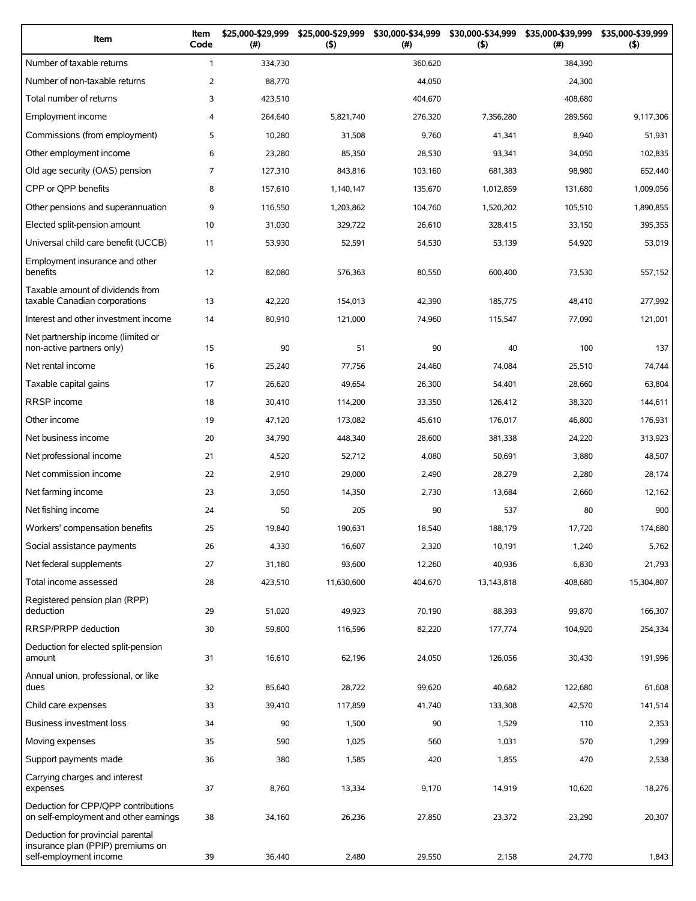| Item | Item Code | $25,000-$29,999 (#) | $25,000-$29,999 ($) | $30,000-$34,999 (#) | $30,000-$34,999 ($) | $35,000-$39,999 (#) | $35,000-$39,999 ($) |
|---|---|---|---|---|---|---|---|
| Number of taxable returns | 1 | 334,730 | | 360,620 | | 384,390 | |
| Number of non-taxable returns | 2 | 88,770 | | 44,050 | | 24,300 | |
| Total number of returns | 3 | 423,510 | | 404,670 | | 408,680 | |
| Employment income | 4 | 264,640 | 5,821,740 | 276,320 | 7,356,280 | 289,560 | 9,117,306 |
| Commissions (from employment) | 5 | 10,280 | 31,508 | 9,760 | 41,341 | 8,940 | 51,931 |
| Other employment income | 6 | 23,280 | 85,350 | 28,530 | 93,341 | 34,050 | 102,835 |
| Old age security (OAS) pension | 7 | 127,310 | 843,816 | 103,160 | 681,383 | 98,980 | 652,440 |
| CPP or QPP benefits | 8 | 157,610 | 1,140,147 | 135,670 | 1,012,859 | 131,680 | 1,009,056 |
| Other pensions and superannuation | 9 | 116,550 | 1,203,862 | 104,760 | 1,520,202 | 105,510 | 1,890,855 |
| Elected split-pension amount | 10 | 31,030 | 329,722 | 26,610 | 328,415 | 33,150 | 395,355 |
| Universal child care benefit (UCCB) | 11 | 53,930 | 52,591 | 54,530 | 53,139 | 54,920 | 53,019 |
| Employment insurance and other benefits | 12 | 82,080 | 576,363 | 80,550 | 600,400 | 73,530 | 557,152 |
| Taxable amount of dividends from taxable Canadian corporations | 13 | 42,220 | 154,013 | 42,390 | 185,775 | 48,410 | 277,992 |
| Interest and other investment income | 14 | 80,910 | 121,000 | 74,960 | 115,547 | 77,090 | 121,001 |
| Net partnership income (limited or non-active partners only) | 15 | 90 | 51 | 90 | 40 | 100 | 137 |
| Net rental income | 16 | 25,240 | 77,756 | 24,460 | 74,084 | 25,510 | 74,744 |
| Taxable capital gains | 17 | 26,620 | 49,654 | 26,300 | 54,401 | 28,660 | 63,804 |
| RRSP income | 18 | 30,410 | 114,200 | 33,350 | 126,412 | 38,320 | 144,611 |
| Other income | 19 | 47,120 | 173,082 | 45,610 | 176,017 | 46,800 | 176,931 |
| Net business income | 20 | 34,790 | 448,340 | 28,600 | 381,338 | 24,220 | 313,923 |
| Net professional income | 21 | 4,520 | 52,712 | 4,080 | 50,691 | 3,880 | 48,507 |
| Net commission income | 22 | 2,910 | 29,000 | 2,490 | 28,279 | 2,280 | 28,174 |
| Net farming income | 23 | 3,050 | 14,350 | 2,730 | 13,684 | 2,660 | 12,162 |
| Net fishing income | 24 | 50 | 205 | 90 | 537 | 80 | 900 |
| Workers' compensation benefits | 25 | 19,840 | 190,631 | 18,540 | 188,179 | 17,720 | 174,680 |
| Social assistance payments | 26 | 4,330 | 16,607 | 2,320 | 10,191 | 1,240 | 5,762 |
| Net federal supplements | 27 | 31,180 | 93,600 | 12,260 | 40,936 | 6,830 | 21,793 |
| Total income assessed | 28 | 423,510 | 11,630,600 | 404,670 | 13,143,818 | 408,680 | 15,304,807 |
| Registered pension plan (RPP) deduction | 29 | 51,020 | 49,923 | 70,190 | 88,393 | 99,870 | 166,307 |
| RRSP/PRPP deduction | 30 | 59,800 | 116,596 | 82,220 | 177,774 | 104,920 | 254,334 |
| Deduction for elected split-pension amount | 31 | 16,610 | 62,196 | 24,050 | 126,056 | 30,430 | 191,996 |
| Annual union, professional, or like dues | 32 | 85,640 | 28,722 | 99,620 | 40,682 | 122,680 | 61,608 |
| Child care expenses | 33 | 39,410 | 117,859 | 41,740 | 133,308 | 42,570 | 141,514 |
| Business investment loss | 34 | 90 | 1,500 | 90 | 1,529 | 110 | 2,353 |
| Moving expenses | 35 | 590 | 1,025 | 560 | 1,031 | 570 | 1,299 |
| Support payments made | 36 | 380 | 1,585 | 420 | 1,855 | 470 | 2,538 |
| Carrying charges and interest expenses | 37 | 8,760 | 13,334 | 9,170 | 14,919 | 10,620 | 18,276 |
| Deduction for CPP/QPP contributions on self-employment and other earnings | 38 | 34,160 | 26,236 | 27,850 | 23,372 | 23,290 | 20,307 |
| Deduction for provincial parental insurance plan (PPIP) premiums on self-employment income | 39 | 36,440 | 2,480 | 29,550 | 2,158 | 24,770 | 1,843 |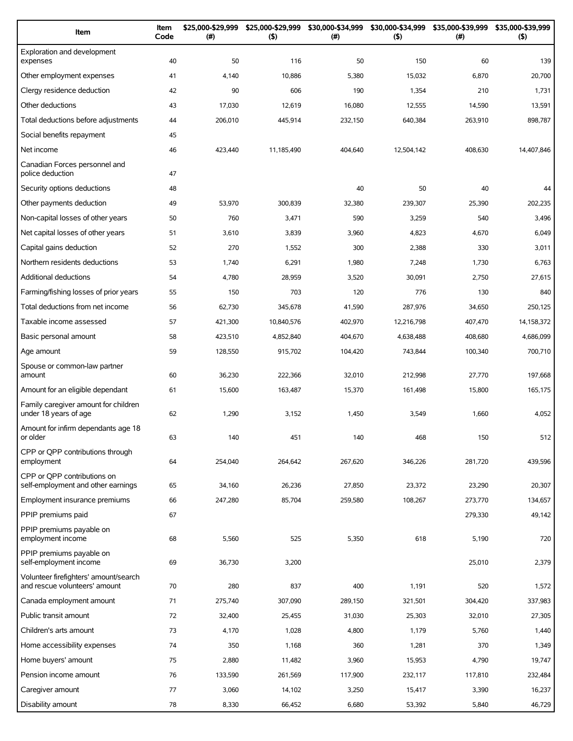| Item | Item Code | $25,000-$29,999 (#) | $25,000-$29,999 ($) | $30,000-$34,999 (#) | $30,000-$34,999 ($) | $35,000-$39,999 (#) | $35,000-$39,999 ($) |
|---|---|---|---|---|---|---|---|
| Exploration and development expenses | 40 | 50 | 116 | 50 | 150 | 60 | 139 |
| Other employment expenses | 41 | 4,140 | 10,886 | 5,380 | 15,032 | 6,870 | 20,700 |
| Clergy residence deduction | 42 | 90 | 606 | 190 | 1,354 | 210 | 1,731 |
| Other deductions | 43 | 17,030 | 12,619 | 16,080 | 12,555 | 14,590 | 13,591 |
| Total deductions before adjustments | 44 | 206,010 | 445,914 | 232,150 | 640,384 | 263,910 | 898,787 |
| Social benefits repayment | 45 | | | | | | |
| Net income | 46 | 423,440 | 11,185,490 | 404,640 | 12,504,142 | 408,630 | 14,407,846 |
| Canadian Forces personnel and police deduction | 47 | | | | | | |
| Security options deductions | 48 | | | 40 | 50 | 40 | 44 |
| Other payments deduction | 49 | 53,970 | 300,839 | 32,380 | 239,307 | 25,390 | 202,235 |
| Non-capital losses of other years | 50 | 760 | 3,471 | 590 | 3,259 | 540 | 3,496 |
| Net capital losses of other years | 51 | 3,610 | 3,839 | 3,960 | 4,823 | 4,670 | 6,049 |
| Capital gains deduction | 52 | 270 | 1,552 | 300 | 2,388 | 330 | 3,011 |
| Northern residents deductions | 53 | 1,740 | 6,291 | 1,980 | 7,248 | 1,730 | 6,763 |
| Additional deductions | 54 | 4,780 | 28,959 | 3,520 | 30,091 | 2,750 | 27,615 |
| Farming/fishing losses of prior years | 55 | 150 | 703 | 120 | 776 | 130 | 840 |
| Total deductions from net income | 56 | 62,730 | 345,678 | 41,590 | 287,976 | 34,650 | 250,125 |
| Taxable income assessed | 57 | 421,300 | 10,840,576 | 402,970 | 12,216,798 | 407,470 | 14,158,372 |
| Basic personal amount | 58 | 423,510 | 4,852,840 | 404,670 | 4,638,488 | 408,680 | 4,686,099 |
| Age amount | 59 | 128,550 | 915,702 | 104,420 | 743,844 | 100,340 | 700,710 |
| Spouse or common-law partner amount | 60 | 36,230 | 222,366 | 32,010 | 212,998 | 27,770 | 197,668 |
| Amount for an eligible dependant | 61 | 15,600 | 163,487 | 15,370 | 161,498 | 15,800 | 165,175 |
| Family caregiver amount for children under 18 years of age | 62 | 1,290 | 3,152 | 1,450 | 3,549 | 1,660 | 4,052 |
| Amount for infirm dependants age 18 or older | 63 | 140 | 451 | 140 | 468 | 150 | 512 |
| CPP or QPP contributions through employment | 64 | 254,040 | 264,642 | 267,620 | 346,226 | 281,720 | 439,596 |
| CPP or QPP contributions on self-employment and other earnings | 65 | 34,160 | 26,236 | 27,850 | 23,372 | 23,290 | 20,307 |
| Employment insurance premiums | 66 | 247,280 | 85,704 | 259,580 | 108,267 | 273,770 | 134,657 |
| PPIP premiums paid | 67 | | | | | 279,330 | 49,142 |
| PPIP premiums payable on employment income | 68 | 5,560 | 525 | 5,350 | 618 | 5,190 | 720 |
| PPIP premiums payable on self-employment income | 69 | 36,730 | 3,200 | | | 25,010 | 2,379 |
| Volunteer firefighters' amount/search and rescue volunteers' amount | 70 | 280 | 837 | 400 | 1,191 | 520 | 1,572 |
| Canada employment amount | 71 | 275,740 | 307,090 | 289,150 | 321,501 | 304,420 | 337,983 |
| Public transit amount | 72 | 32,400 | 25,455 | 31,030 | 25,303 | 32,010 | 27,305 |
| Children's arts amount | 73 | 4,170 | 1,028 | 4,800 | 1,179 | 5,760 | 1,440 |
| Home accessibility expenses | 74 | 350 | 1,168 | 360 | 1,281 | 370 | 1,349 |
| Home buyers' amount | 75 | 2,880 | 11,482 | 3,960 | 15,953 | 4,790 | 19,747 |
| Pension income amount | 76 | 133,590 | 261,569 | 117,900 | 232,117 | 117,810 | 232,484 |
| Caregiver amount | 77 | 3,060 | 14,102 | 3,250 | 15,417 | 3,390 | 16,237 |
| Disability amount | 78 | 8,330 | 66,452 | 6,680 | 53,392 | 5,840 | 46,729 |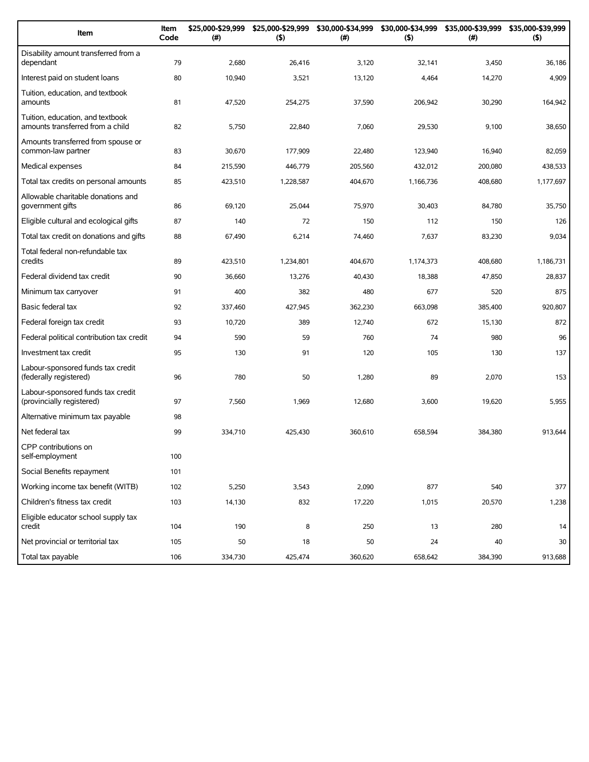| Item | Item Code | $25,000-$29,999 (#) | $25,000-$29,999 ($) | $30,000-$34,999 (#) | $30,000-$34,999 ($) | $35,000-$39,999 (#) | $35,000-$39,999 ($) |
|---|---|---|---|---|---|---|---|
| Disability amount transferred from a dependant | 79 | 2,680 | 26,416 | 3,120 | 32,141 | 3,450 | 36,186 |
| Interest paid on student loans | 80 | 10,940 | 3,521 | 13,120 | 4,464 | 14,270 | 4,909 |
| Tuition, education, and textbook amounts | 81 | 47,520 | 254,275 | 37,590 | 206,942 | 30,290 | 164,942 |
| Tuition, education, and textbook amounts transferred from a child | 82 | 5,750 | 22,840 | 7,060 | 29,530 | 9,100 | 38,650 |
| Amounts transferred from spouse or common-law partner | 83 | 30,670 | 177,909 | 22,480 | 123,940 | 16,940 | 82,059 |
| Medical expenses | 84 | 215,590 | 446,779 | 205,560 | 432,012 | 200,080 | 438,533 |
| Total tax credits on personal amounts | 85 | 423,510 | 1,228,587 | 404,670 | 1,166,736 | 408,680 | 1,177,697 |
| Allowable charitable donations and government gifts | 86 | 69,120 | 25,044 | 75,970 | 30,403 | 84,780 | 35,750 |
| Eligible cultural and ecological gifts | 87 | 140 | 72 | 150 | 112 | 150 | 126 |
| Total tax credit on donations and gifts | 88 | 67,490 | 6,214 | 74,460 | 7,637 | 83,230 | 9,034 |
| Total federal non-refundable tax credits | 89 | 423,510 | 1,234,801 | 404,670 | 1,174,373 | 408,680 | 1,186,731 |
| Federal dividend tax credit | 90 | 36,660 | 13,276 | 40,430 | 18,388 | 47,850 | 28,837 |
| Minimum tax carryover | 91 | 400 | 382 | 480 | 677 | 520 | 875 |
| Basic federal tax | 92 | 337,460 | 427,945 | 362,230 | 663,098 | 385,400 | 920,807 |
| Federal foreign tax credit | 93 | 10,720 | 389 | 12,740 | 672 | 15,130 | 872 |
| Federal political contribution tax credit | 94 | 590 | 59 | 760 | 74 | 980 | 96 |
| Investment tax credit | 95 | 130 | 91 | 120 | 105 | 130 | 137 |
| Labour-sponsored funds tax credit (federally registered) | 96 | 780 | 50 | 1,280 | 89 | 2,070 | 153 |
| Labour-sponsored funds tax credit (provincially registered) | 97 | 7,560 | 1,969 | 12,680 | 3,600 | 19,620 | 5,955 |
| Alternative minimum tax payable | 98 | | | | | | |
| Net federal tax | 99 | 334,710 | 425,430 | 360,610 | 658,594 | 384,380 | 913,644 |
| CPP contributions on self-employment | 100 | | | | | | |
| Social Benefits repayment | 101 | | | | | | |
| Working income tax benefit (WITB) | 102 | 5,250 | 3,543 | 2,090 | 877 | 540 | 377 |
| Children's fitness tax credit | 103 | 14,130 | 832 | 17,220 | 1,015 | 20,570 | 1,238 |
| Eligible educator school supply tax credit | 104 | 190 | 8 | 250 | 13 | 280 | 14 |
| Net provincial or territorial tax | 105 | 50 | 18 | 50 | 24 | 40 | 30 |
| Total tax payable | 106 | 334,730 | 425,474 | 360,620 | 658,642 | 384,390 | 913,688 |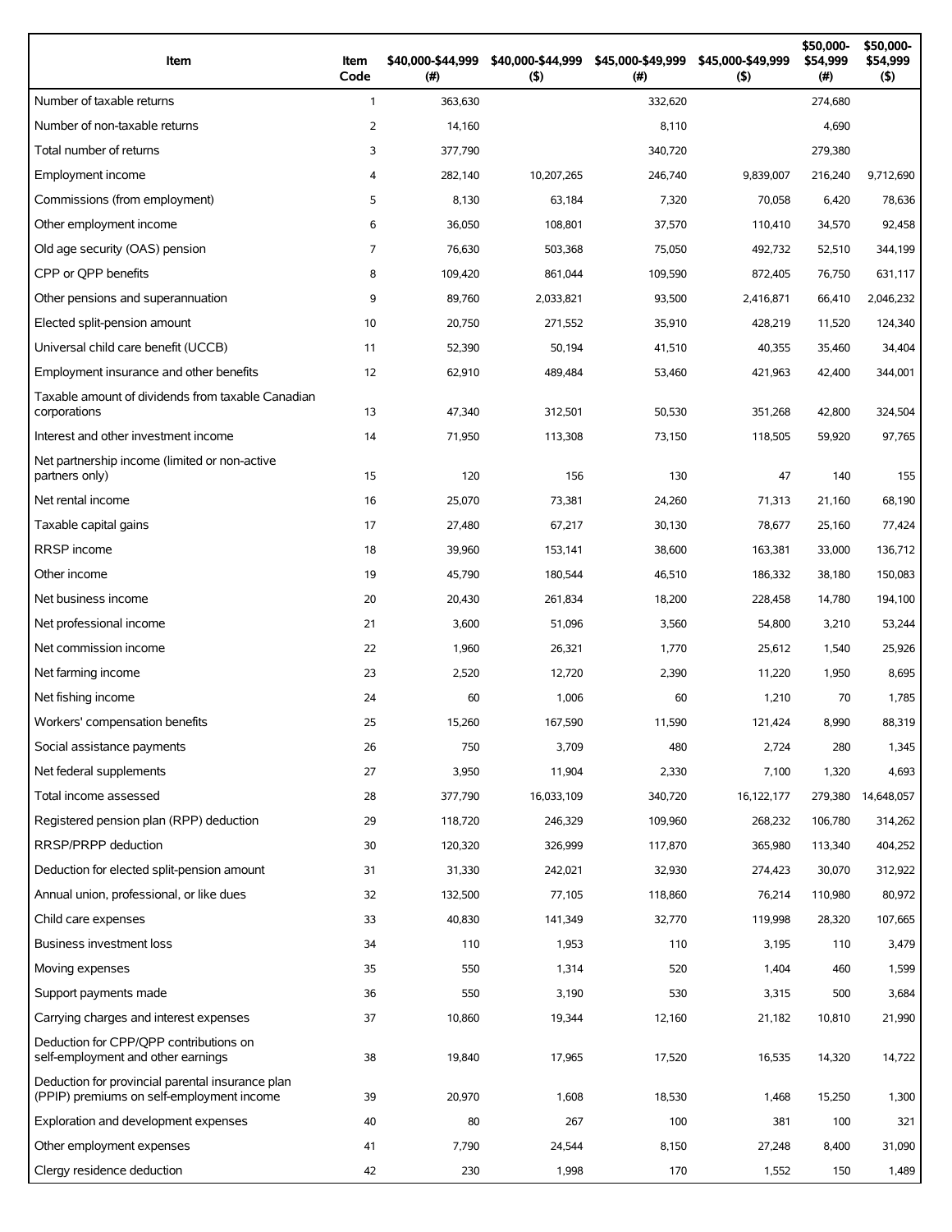| Item | Item Code | $40,000-$44,999 (#) | $40,000-$44,999 ($) | $45,000-$49,999 (#) | $45,000-$49,999 ($) | $50,000-$54,999 (#) | $50,000-$54,999 ($) |
|---|---|---|---|---|---|---|---|
| Number of taxable returns | 1 | 363,630 | | 332,620 | | 274,680 | |
| Number of non-taxable returns | 2 | 14,160 | | 8,110 | | 4,690 | |
| Total number of returns | 3 | 377,790 | | 340,720 | | 279,380 | |
| Employment income | 4 | 282,140 | 10,207,265 | 246,740 | 9,839,007 | 216,240 | 9,712,690 |
| Commissions (from employment) | 5 | 8,130 | 63,184 | 7,320 | 70,058 | 6,420 | 78,636 |
| Other employment income | 6 | 36,050 | 108,801 | 37,570 | 110,410 | 34,570 | 92,458 |
| Old age security (OAS) pension | 7 | 76,630 | 503,368 | 75,050 | 492,732 | 52,510 | 344,199 |
| CPP or QPP benefits | 8 | 109,420 | 861,044 | 109,590 | 872,405 | 76,750 | 631,117 |
| Other pensions and superannuation | 9 | 89,760 | 2,033,821 | 93,500 | 2,416,871 | 66,410 | 2,046,232 |
| Elected split-pension amount | 10 | 20,750 | 271,552 | 35,910 | 428,219 | 11,520 | 124,340 |
| Universal child care benefit (UCCB) | 11 | 52,390 | 50,194 | 41,510 | 40,355 | 35,460 | 34,404 |
| Employment insurance and other benefits | 12 | 62,910 | 489,484 | 53,460 | 421,963 | 42,400 | 344,001 |
| Taxable amount of dividends from taxable Canadian corporations | 13 | 47,340 | 312,501 | 50,530 | 351,268 | 42,800 | 324,504 |
| Interest and other investment income | 14 | 71,950 | 113,308 | 73,150 | 118,505 | 59,920 | 97,765 |
| Net partnership income (limited or non-active partners only) | 15 | 120 | 156 | 130 | 47 | 140 | 155 |
| Net rental income | 16 | 25,070 | 73,381 | 24,260 | 71,313 | 21,160 | 68,190 |
| Taxable capital gains | 17 | 27,480 | 67,217 | 30,130 | 78,677 | 25,160 | 77,424 |
| RRSP income | 18 | 39,960 | 153,141 | 38,600 | 163,381 | 33,000 | 136,712 |
| Other income | 19 | 45,790 | 180,544 | 46,510 | 186,332 | 38,180 | 150,083 |
| Net business income | 20 | 20,430 | 261,834 | 18,200 | 228,458 | 14,780 | 194,100 |
| Net professional income | 21 | 3,600 | 51,096 | 3,560 | 54,800 | 3,210 | 53,244 |
| Net commission income | 22 | 1,960 | 26,321 | 1,770 | 25,612 | 1,540 | 25,926 |
| Net farming income | 23 | 2,520 | 12,720 | 2,390 | 11,220 | 1,950 | 8,695 |
| Net fishing income | 24 | 60 | 1,006 | 60 | 1,210 | 70 | 1,785 |
| Workers' compensation benefits | 25 | 15,260 | 167,590 | 11,590 | 121,424 | 8,990 | 88,319 |
| Social assistance payments | 26 | 750 | 3,709 | 480 | 2,724 | 280 | 1,345 |
| Net federal supplements | 27 | 3,950 | 11,904 | 2,330 | 7,100 | 1,320 | 4,693 |
| Total income assessed | 28 | 377,790 | 16,033,109 | 340,720 | 16,122,177 | 279,380 | 14,648,057 |
| Registered pension plan (RPP) deduction | 29 | 118,720 | 246,329 | 109,960 | 268,232 | 106,780 | 314,262 |
| RRSP/PRPP deduction | 30 | 120,320 | 326,999 | 117,870 | 365,980 | 113,340 | 404,252 |
| Deduction for elected split-pension amount | 31 | 31,330 | 242,021 | 32,930 | 274,423 | 30,070 | 312,922 |
| Annual union, professional, or like dues | 32 | 132,500 | 77,105 | 118,860 | 76,214 | 110,980 | 80,972 |
| Child care expenses | 33 | 40,830 | 141,349 | 32,770 | 119,998 | 28,320 | 107,665 |
| Business investment loss | 34 | 110 | 1,953 | 110 | 3,195 | 110 | 3,479 |
| Moving expenses | 35 | 550 | 1,314 | 520 | 1,404 | 460 | 1,599 |
| Support payments made | 36 | 550 | 3,190 | 530 | 3,315 | 500 | 3,684 |
| Carrying charges and interest expenses | 37 | 10,860 | 19,344 | 12,160 | 21,182 | 10,810 | 21,990 |
| Deduction for CPP/QPP contributions on self-employment and other earnings | 38 | 19,840 | 17,965 | 17,520 | 16,535 | 14,320 | 14,722 |
| Deduction for provincial parental insurance plan (PPIP) premiums on self-employment income | 39 | 20,970 | 1,608 | 18,530 | 1,468 | 15,250 | 1,300 |
| Exploration and development expenses | 40 | 80 | 267 | 100 | 381 | 100 | 321 |
| Other employment expenses | 41 | 7,790 | 24,544 | 8,150 | 27,248 | 8,400 | 31,090 |
| Clergy residence deduction | 42 | 230 | 1,998 | 170 | 1,552 | 150 | 1,489 |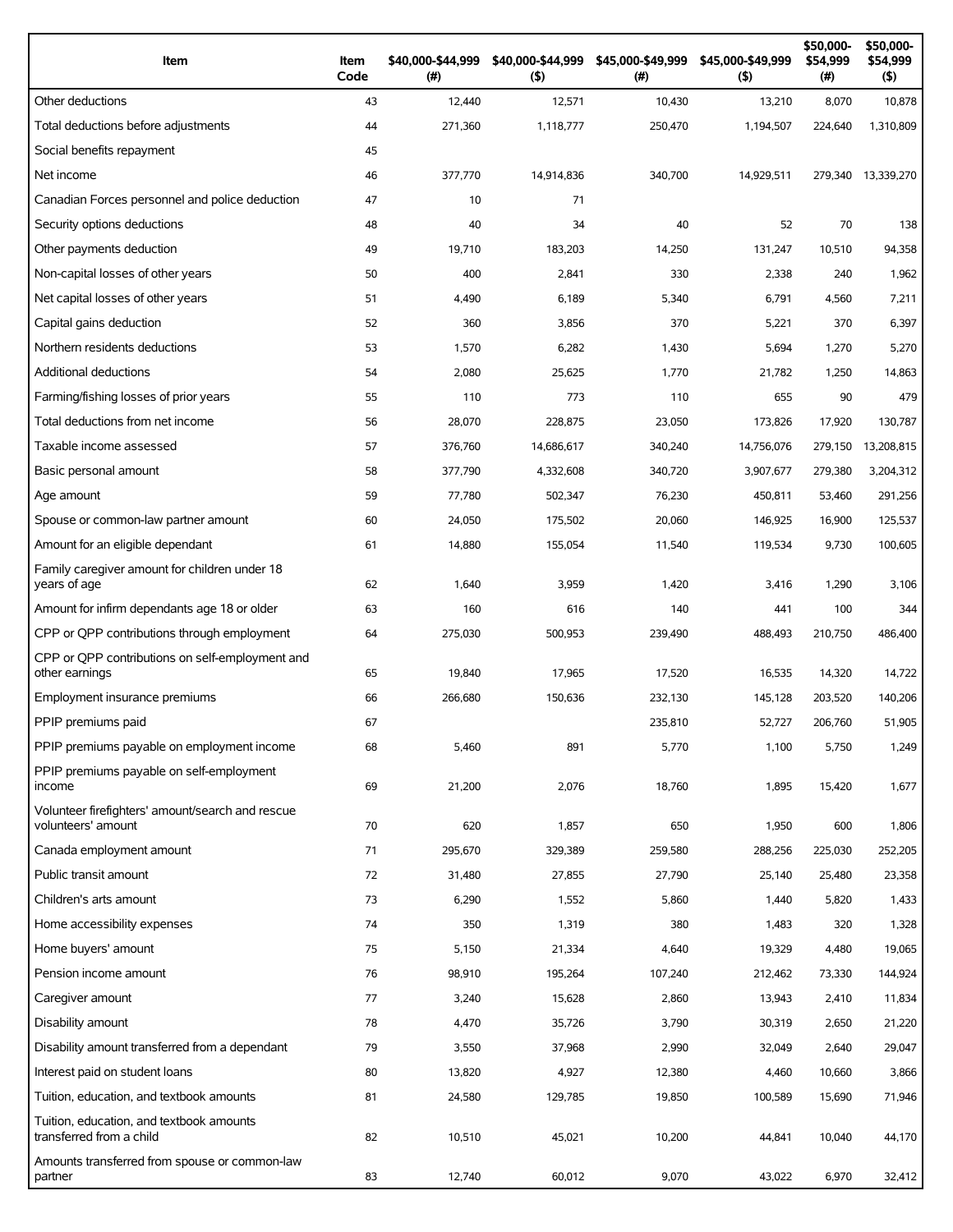| Item | Item Code | $40,000-$44,999 (#) | $40,000-$44,999 ($) | $45,000-$49,999 (#) | $45,000-$49,999 ($) | $50,000-$54,999 (#) | $50,000-$54,999 ($) |
|---|---|---|---|---|---|---|---|
| Other deductions | 43 | 12,440 | 12,571 | 10,430 | 13,210 | 8,070 | 10,878 |
| Total deductions before adjustments | 44 | 271,360 | 1,118,777 | 250,470 | 1,194,507 | 224,640 | 1,310,809 |
| Social benefits repayment | 45 | | | | | | |
| Net income | 46 | 377,770 | 14,914,836 | 340,700 | 14,929,511 | 279,340 | 13,339,270 |
| Canadian Forces personnel and police deduction | 47 | 10 | 71 | | | | |
| Security options deductions | 48 | 40 | 34 | 40 | 52 | 70 | 138 |
| Other payments deduction | 49 | 19,710 | 183,203 | 14,250 | 131,247 | 10,510 | 94,358 |
| Non-capital losses of other years | 50 | 400 | 2,841 | 330 | 2,338 | 240 | 1,962 |
| Net capital losses of other years | 51 | 4,490 | 6,189 | 5,340 | 6,791 | 4,560 | 7,211 |
| Capital gains deduction | 52 | 360 | 3,856 | 370 | 5,221 | 370 | 6,397 |
| Northern residents deductions | 53 | 1,570 | 6,282 | 1,430 | 5,694 | 1,270 | 5,270 |
| Additional deductions | 54 | 2,080 | 25,625 | 1,770 | 21,782 | 1,250 | 14,863 |
| Farming/fishing losses of prior years | 55 | 110 | 773 | 110 | 655 | 90 | 479 |
| Total deductions from net income | 56 | 28,070 | 228,875 | 23,050 | 173,826 | 17,920 | 130,787 |
| Taxable income assessed | 57 | 376,760 | 14,686,617 | 340,240 | 14,756,076 | 279,150 | 13,208,815 |
| Basic personal amount | 58 | 377,790 | 4,332,608 | 340,720 | 3,907,677 | 279,380 | 3,204,312 |
| Age amount | 59 | 77,780 | 502,347 | 76,230 | 450,811 | 53,460 | 291,256 |
| Spouse or common-law partner amount | 60 | 24,050 | 175,502 | 20,060 | 146,925 | 16,900 | 125,537 |
| Amount for an eligible dependant | 61 | 14,880 | 155,054 | 11,540 | 119,534 | 9,730 | 100,605 |
| Family caregiver amount for children under 18 years of age | 62 | 1,640 | 3,959 | 1,420 | 3,416 | 1,290 | 3,106 |
| Amount for infirm dependants age 18 or older | 63 | 160 | 616 | 140 | 441 | 100 | 344 |
| CPP or QPP contributions through employment | 64 | 275,030 | 500,953 | 239,490 | 488,493 | 210,750 | 486,400 |
| CPP or QPP contributions on self-employment and other earnings | 65 | 19,840 | 17,965 | 17,520 | 16,535 | 14,320 | 14,722 |
| Employment insurance premiums | 66 | 266,680 | 150,636 | 232,130 | 145,128 | 203,520 | 140,206 |
| PPIP premiums paid | 67 | | | 235,810 | 52,727 | 206,760 | 51,905 |
| PPIP premiums payable on employment income | 68 | 5,460 | 891 | 5,770 | 1,100 | 5,750 | 1,249 |
| PPIP premiums payable on self-employment income | 69 | 21,200 | 2,076 | 18,760 | 1,895 | 15,420 | 1,677 |
| Volunteer firefighters' amount/search and rescue volunteers' amount | 70 | 620 | 1,857 | 650 | 1,950 | 600 | 1,806 |
| Canada employment amount | 71 | 295,670 | 329,389 | 259,580 | 288,256 | 225,030 | 252,205 |
| Public transit amount | 72 | 31,480 | 27,855 | 27,790 | 25,140 | 25,480 | 23,358 |
| Children's arts amount | 73 | 6,290 | 1,552 | 5,860 | 1,440 | 5,820 | 1,433 |
| Home accessibility expenses | 74 | 350 | 1,319 | 380 | 1,483 | 320 | 1,328 |
| Home buyers' amount | 75 | 5,150 | 21,334 | 4,640 | 19,329 | 4,480 | 19,065 |
| Pension income amount | 76 | 98,910 | 195,264 | 107,240 | 212,462 | 73,330 | 144,924 |
| Caregiver amount | 77 | 3,240 | 15,628 | 2,860 | 13,943 | 2,410 | 11,834 |
| Disability amount | 78 | 4,470 | 35,726 | 3,790 | 30,319 | 2,650 | 21,220 |
| Disability amount transferred from a dependant | 79 | 3,550 | 37,968 | 2,990 | 32,049 | 2,640 | 29,047 |
| Interest paid on student loans | 80 | 13,820 | 4,927 | 12,380 | 4,460 | 10,660 | 3,866 |
| Tuition, education, and textbook amounts | 81 | 24,580 | 129,785 | 19,850 | 100,589 | 15,690 | 71,946 |
| Tuition, education, and textbook amounts transferred from a child | 82 | 10,510 | 45,021 | 10,200 | 44,841 | 10,040 | 44,170 |
| Amounts transferred from spouse or common-law partner | 83 | 12,740 | 60,012 | 9,070 | 43,022 | 6,970 | 32,412 |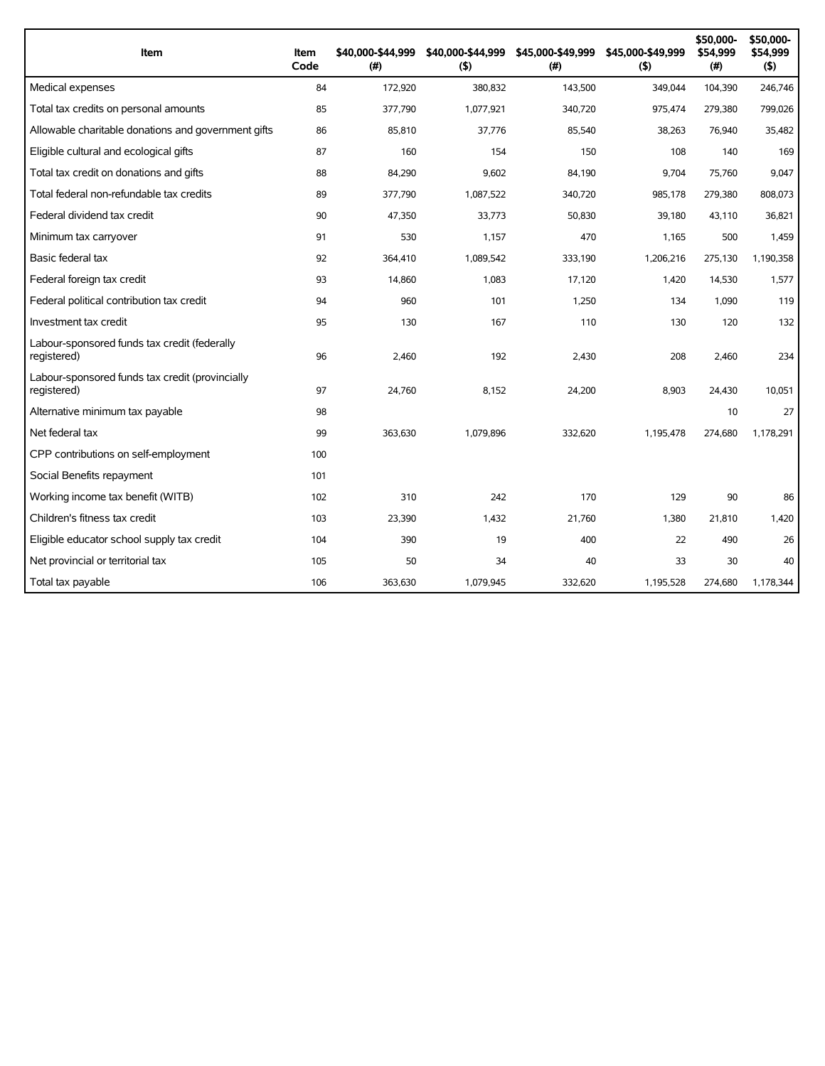| Item | Item Code | $40,000-$44,999 (#) | $40,000-$44,999 ($) | $45,000-$49,999 (#) | $45,000-$49,999 ($) | $50,000-$54,999 (#) | $50,000-$54,999 ($) |
|---|---|---|---|---|---|---|---|
| Medical expenses | 84 | 172,920 | 380,832 | 143,500 | 349,044 | 104,390 | 246,746 |
| Total tax credits on personal amounts | 85 | 377,790 | 1,077,921 | 340,720 | 975,474 | 279,380 | 799,026 |
| Allowable charitable donations and government gifts | 86 | 85,810 | 37,776 | 85,540 | 38,263 | 76,940 | 35,482 |
| Eligible cultural and ecological gifts | 87 | 160 | 154 | 150 | 108 | 140 | 169 |
| Total tax credit on donations and gifts | 88 | 84,290 | 9,602 | 84,190 | 9,704 | 75,760 | 9,047 |
| Total federal non-refundable tax credits | 89 | 377,790 | 1,087,522 | 340,720 | 985,178 | 279,380 | 808,073 |
| Federal dividend tax credit | 90 | 47,350 | 33,773 | 50,830 | 39,180 | 43,110 | 36,821 |
| Minimum tax carryover | 91 | 530 | 1,157 | 470 | 1,165 | 500 | 1,459 |
| Basic federal tax | 92 | 364,410 | 1,089,542 | 333,190 | 1,206,216 | 275,130 | 1,190,358 |
| Federal foreign tax credit | 93 | 14,860 | 1,083 | 17,120 | 1,420 | 14,530 | 1,577 |
| Federal political contribution tax credit | 94 | 960 | 101 | 1,250 | 134 | 1,090 | 119 |
| Investment tax credit | 95 | 130 | 167 | 110 | 130 | 120 | 132 |
| Labour-sponsored funds tax credit (federally registered) | 96 | 2,460 | 192 | 2,430 | 208 | 2,460 | 234 |
| Labour-sponsored funds tax credit (provincially registered) | 97 | 24,760 | 8,152 | 24,200 | 8,903 | 24,430 | 10,051 |
| Alternative minimum tax payable | 98 | | | | | 10 | 27 |
| Net federal tax | 99 | 363,630 | 1,079,896 | 332,620 | 1,195,478 | 274,680 | 1,178,291 |
| CPP contributions on self-employment | 100 | | | | | | |
| Social Benefits repayment | 101 | | | | | | |
| Working income tax benefit (WITB) | 102 | 310 | 242 | 170 | 129 | 90 | 86 |
| Children's fitness tax credit | 103 | 23,390 | 1,432 | 21,760 | 1,380 | 21,810 | 1,420 |
| Eligible educator school supply tax credit | 104 | 390 | 19 | 400 | 22 | 490 | 26 |
| Net provincial or territorial tax | 105 | 50 | 34 | 40 | 33 | 30 | 40 |
| Total tax payable | 106 | 363,630 | 1,079,945 | 332,620 | 1,195,528 | 274,680 | 1,178,344 |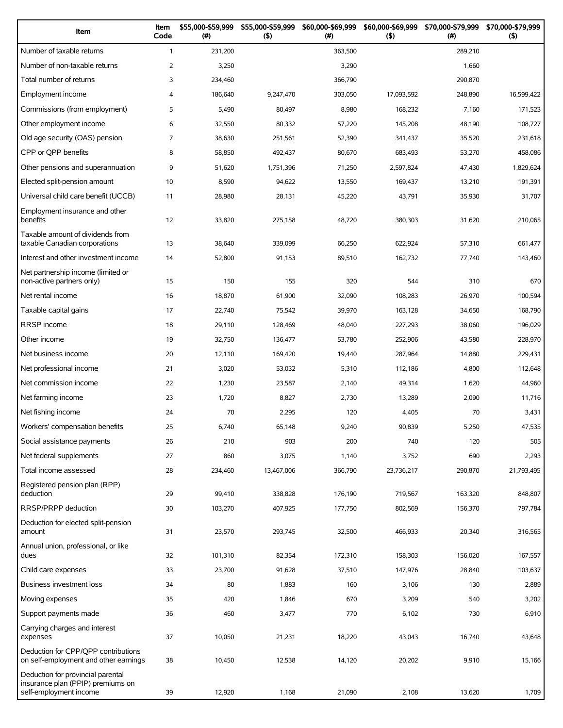| Item | Item Code | $55,000-$59,999 (#) | $55,000-$59,999 ($) | $60,000-$69,999 (#) | $60,000-$69,999 ($) | $70,000-$79,999 (#) | $70,000-$79,999 ($) |
|---|---|---|---|---|---|---|---|
| Number of taxable returns | 1 | 231,200 | | 363,500 | | 289,210 | |
| Number of non-taxable returns | 2 | 3,250 | | 3,290 | | 1,660 | |
| Total number of returns | 3 | 234,460 | | 366,790 | | 290,870 | |
| Employment income | 4 | 186,640 | 9,247,470 | 303,050 | 17,093,592 | 248,890 | 16,599,422 |
| Commissions (from employment) | 5 | 5,490 | 80,497 | 8,980 | 168,232 | 7,160 | 171,523 |
| Other employment income | 6 | 32,550 | 80,332 | 57,220 | 145,208 | 48,190 | 108,727 |
| Old age security (OAS) pension | 7 | 38,630 | 251,561 | 52,390 | 341,437 | 35,520 | 231,618 |
| CPP or QPP benefits | 8 | 58,850 | 492,437 | 80,670 | 683,493 | 53,270 | 458,086 |
| Other pensions and superannuation | 9 | 51,620 | 1,751,396 | 71,250 | 2,597,824 | 47,430 | 1,829,624 |
| Elected split-pension amount | 10 | 8,590 | 94,622 | 13,550 | 169,437 | 13,210 | 191,391 |
| Universal child care benefit (UCCB) | 11 | 28,980 | 28,131 | 45,220 | 43,791 | 35,930 | 31,707 |
| Employment insurance and other benefits | 12 | 33,820 | 275,158 | 48,720 | 380,303 | 31,620 | 210,065 |
| Taxable amount of dividends from taxable Canadian corporations | 13 | 38,640 | 339,099 | 66,250 | 622,924 | 57,310 | 661,477 |
| Interest and other investment income | 14 | 52,800 | 91,153 | 89,510 | 162,732 | 77,740 | 143,460 |
| Net partnership income (limited or non-active partners only) | 15 | 150 | 155 | 320 | 544 | 310 | 670 |
| Net rental income | 16 | 18,870 | 61,900 | 32,090 | 108,283 | 26,970 | 100,594 |
| Taxable capital gains | 17 | 22,740 | 75,542 | 39,970 | 163,128 | 34,650 | 168,790 |
| RRSP income | 18 | 29,110 | 128,469 | 48,040 | 227,293 | 38,060 | 196,029 |
| Other income | 19 | 32,750 | 136,477 | 53,780 | 252,906 | 43,580 | 228,970 |
| Net business income | 20 | 12,110 | 169,420 | 19,440 | 287,964 | 14,880 | 229,431 |
| Net professional income | 21 | 3,020 | 53,032 | 5,310 | 112,186 | 4,800 | 112,648 |
| Net commission income | 22 | 1,230 | 23,587 | 2,140 | 49,314 | 1,620 | 44,960 |
| Net farming income | 23 | 1,720 | 8,827 | 2,730 | 13,289 | 2,090 | 11,716 |
| Net fishing income | 24 | 70 | 2,295 | 120 | 4,405 | 70 | 3,431 |
| Workers' compensation benefits | 25 | 6,740 | 65,148 | 9,240 | 90,839 | 5,250 | 47,535 |
| Social assistance payments | 26 | 210 | 903 | 200 | 740 | 120 | 505 |
| Net federal supplements | 27 | 860 | 3,075 | 1,140 | 3,752 | 690 | 2,293 |
| Total income assessed | 28 | 234,460 | 13,467,006 | 366,790 | 23,736,217 | 290,870 | 21,793,495 |
| Registered pension plan (RPP) deduction | 29 | 99,410 | 338,828 | 176,190 | 719,567 | 163,320 | 848,807 |
| RRSP/PRPP deduction | 30 | 103,270 | 407,925 | 177,750 | 802,569 | 156,370 | 797,784 |
| Deduction for elected split-pension amount | 31 | 23,570 | 293,745 | 32,500 | 466,933 | 20,340 | 316,565 |
| Annual union, professional, or like dues | 32 | 101,310 | 82,354 | 172,310 | 158,303 | 156,020 | 167,557 |
| Child care expenses | 33 | 23,700 | 91,628 | 37,510 | 147,976 | 28,840 | 103,637 |
| Business investment loss | 34 | 80 | 1,883 | 160 | 3,106 | 130 | 2,889 |
| Moving expenses | 35 | 420 | 1,846 | 670 | 3,209 | 540 | 3,202 |
| Support payments made | 36 | 460 | 3,477 | 770 | 6,102 | 730 | 6,910 |
| Carrying charges and interest expenses | 37 | 10,050 | 21,231 | 18,220 | 43,043 | 16,740 | 43,648 |
| Deduction for CPP/QPP contributions on self-employment and other earnings | 38 | 10,450 | 12,538 | 14,120 | 20,202 | 9,910 | 15,166 |
| Deduction for provincial parental insurance plan (PPIP) premiums on self-employment income | 39 | 12,920 | 1,168 | 21,090 | 2,108 | 13,620 | 1,709 |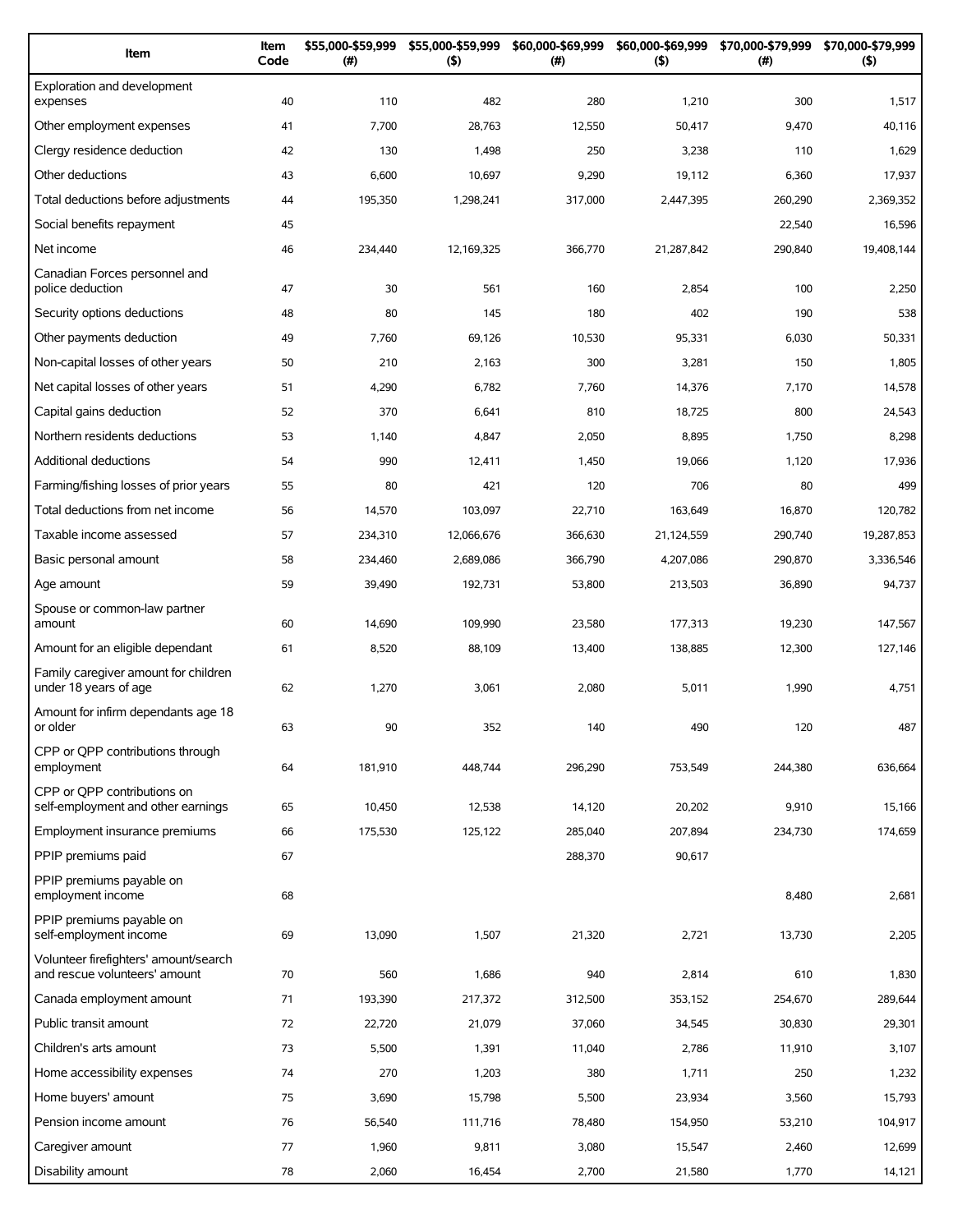| Item | Item Code | $55,000-$59,999 (#) | $55,000-$59,999 ($) | $60,000-$69,999 (#) | $60,000-$69,999 ($) | $70,000-$79,999 (#) | $70,000-$79,999 ($) |
|---|---|---|---|---|---|---|---|
| Exploration and development expenses | 40 | 110 | 482 | 280 | 1,210 | 300 | 1,517 |
| Other employment expenses | 41 | 7,700 | 28,763 | 12,550 | 50,417 | 9,470 | 40,116 |
| Clergy residence deduction | 42 | 130 | 1,498 | 250 | 3,238 | 110 | 1,629 |
| Other deductions | 43 | 6,600 | 10,697 | 9,290 | 19,112 | 6,360 | 17,937 |
| Total deductions before adjustments | 44 | 195,350 | 1,298,241 | 317,000 | 2,447,395 | 260,290 | 2,369,352 |
| Social benefits repayment | 45 | | | | | 22,540 | 16,596 |
| Net income | 46 | 234,440 | 12,169,325 | 366,770 | 21,287,842 | 290,840 | 19,408,144 |
| Canadian Forces personnel and police deduction | 47 | 30 | 561 | 160 | 2,854 | 100 | 2,250 |
| Security options deductions | 48 | 80 | 145 | 180 | 402 | 190 | 538 |
| Other payments deduction | 49 | 7,760 | 69,126 | 10,530 | 95,331 | 6,030 | 50,331 |
| Non-capital losses of other years | 50 | 210 | 2,163 | 300 | 3,281 | 150 | 1,805 |
| Net capital losses of other years | 51 | 4,290 | 6,782 | 7,760 | 14,376 | 7,170 | 14,578 |
| Capital gains deduction | 52 | 370 | 6,641 | 810 | 18,725 | 800 | 24,543 |
| Northern residents deductions | 53 | 1,140 | 4,847 | 2,050 | 8,895 | 1,750 | 8,298 |
| Additional deductions | 54 | 990 | 12,411 | 1,450 | 19,066 | 1,120 | 17,936 |
| Farming/fishing losses of prior years | 55 | 80 | 421 | 120 | 706 | 80 | 499 |
| Total deductions from net income | 56 | 14,570 | 103,097 | 22,710 | 163,649 | 16,870 | 120,782 |
| Taxable income assessed | 57 | 234,310 | 12,066,676 | 366,630 | 21,124,559 | 290,740 | 19,287,853 |
| Basic personal amount | 58 | 234,460 | 2,689,086 | 366,790 | 4,207,086 | 290,870 | 3,336,546 |
| Age amount | 59 | 39,490 | 192,731 | 53,800 | 213,503 | 36,890 | 94,737 |
| Spouse or common-law partner amount | 60 | 14,690 | 109,990 | 23,580 | 177,313 | 19,230 | 147,567 |
| Amount for an eligible dependant | 61 | 8,520 | 88,109 | 13,400 | 138,885 | 12,300 | 127,146 |
| Family caregiver amount for children under 18 years of age | 62 | 1,270 | 3,061 | 2,080 | 5,011 | 1,990 | 4,751 |
| Amount for infirm dependants age 18 or older | 63 | 90 | 352 | 140 | 490 | 120 | 487 |
| CPP or QPP contributions through employment | 64 | 181,910 | 448,744 | 296,290 | 753,549 | 244,380 | 636,664 |
| CPP or QPP contributions on self-employment and other earnings | 65 | 10,450 | 12,538 | 14,120 | 20,202 | 9,910 | 15,166 |
| Employment insurance premiums | 66 | 175,530 | 125,122 | 285,040 | 207,894 | 234,730 | 174,659 |
| PPIP premiums paid | 67 | | | 288,370 | 90,617 | | |
| PPIP premiums payable on employment income | 68 | | | | | 8,480 | 2,681 |
| PPIP premiums payable on self-employment income | 69 | 13,090 | 1,507 | 21,320 | 2,721 | 13,730 | 2,205 |
| Volunteer firefighters' amount/search and rescue volunteers' amount | 70 | 560 | 1,686 | 940 | 2,814 | 610 | 1,830 |
| Canada employment amount | 71 | 193,390 | 217,372 | 312,500 | 353,152 | 254,670 | 289,644 |
| Public transit amount | 72 | 22,720 | 21,079 | 37,060 | 34,545 | 30,830 | 29,301 |
| Children's arts amount | 73 | 5,500 | 1,391 | 11,040 | 2,786 | 11,910 | 3,107 |
| Home accessibility expenses | 74 | 270 | 1,203 | 380 | 1,711 | 250 | 1,232 |
| Home buyers' amount | 75 | 3,690 | 15,798 | 5,500 | 23,934 | 3,560 | 15,793 |
| Pension income amount | 76 | 56,540 | 111,716 | 78,480 | 154,950 | 53,210 | 104,917 |
| Caregiver amount | 77 | 1,960 | 9,811 | 3,080 | 15,547 | 2,460 | 12,699 |
| Disability amount | 78 | 2,060 | 16,454 | 2,700 | 21,580 | 1,770 | 14,121 |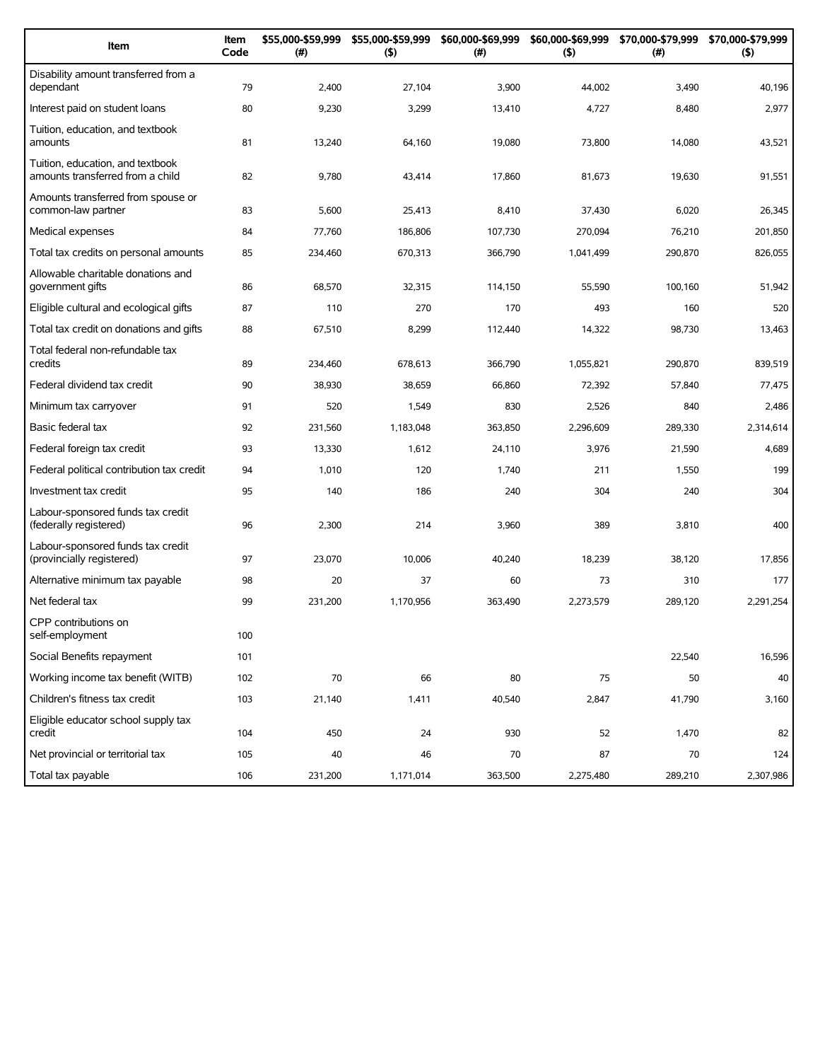| Item | Item Code | $55,000-$59,999 (#) | $55,000-$59,999 ($) | $60,000-$69,999 (#) | $60,000-$69,999 ($) | $70,000-$79,999 (#) | $70,000-$79,999 ($) |
|---|---|---|---|---|---|---|---|
| Disability amount transferred from a dependant | 79 | 2,400 | 27,104 | 3,900 | 44,002 | 3,490 | 40,196 |
| Interest paid on student loans | 80 | 9,230 | 3,299 | 13,410 | 4,727 | 8,480 | 2,977 |
| Tuition, education, and textbook amounts | 81 | 13,240 | 64,160 | 19,080 | 73,800 | 14,080 | 43,521 |
| Tuition, education, and textbook amounts transferred from a child | 82 | 9,780 | 43,414 | 17,860 | 81,673 | 19,630 | 91,551 |
| Amounts transferred from spouse or common-law partner | 83 | 5,600 | 25,413 | 8,410 | 37,430 | 6,020 | 26,345 |
| Medical expenses | 84 | 77,760 | 186,806 | 107,730 | 270,094 | 76,210 | 201,850 |
| Total tax credits on personal amounts | 85 | 234,460 | 670,313 | 366,790 | 1,041,499 | 290,870 | 826,055 |
| Allowable charitable donations and government gifts | 86 | 68,570 | 32,315 | 114,150 | 55,590 | 100,160 | 51,942 |
| Eligible cultural and ecological gifts | 87 | 110 | 270 | 170 | 493 | 160 | 520 |
| Total tax credit on donations and gifts | 88 | 67,510 | 8,299 | 112,440 | 14,322 | 98,730 | 13,463 |
| Total federal non-refundable tax credits | 89 | 234,460 | 678,613 | 366,790 | 1,055,821 | 290,870 | 839,519 |
| Federal dividend tax credit | 90 | 38,930 | 38,659 | 66,860 | 72,392 | 57,840 | 77,475 |
| Minimum tax carryover | 91 | 520 | 1,549 | 830 | 2,526 | 840 | 2,486 |
| Basic federal tax | 92 | 231,560 | 1,183,048 | 363,850 | 2,296,609 | 289,330 | 2,314,614 |
| Federal foreign tax credit | 93 | 13,330 | 1,612 | 24,110 | 3,976 | 21,590 | 4,689 |
| Federal political contribution tax credit | 94 | 1,010 | 120 | 1,740 | 211 | 1,550 | 199 |
| Investment tax credit | 95 | 140 | 186 | 240 | 304 | 240 | 304 |
| Labour-sponsored funds tax credit (federally registered) | 96 | 2,300 | 214 | 3,960 | 389 | 3,810 | 400 |
| Labour-sponsored funds tax credit (provincially registered) | 97 | 23,070 | 10,006 | 40,240 | 18,239 | 38,120 | 17,856 |
| Alternative minimum tax payable | 98 | 20 | 37 | 60 | 73 | 310 | 177 |
| Net federal tax | 99 | 231,200 | 1,170,956 | 363,490 | 2,273,579 | 289,120 | 2,291,254 |
| CPP contributions on self-employment | 100 | | | | | | |
| Social Benefits repayment | 101 | | | | | 22,540 | 16,596 |
| Working income tax benefit (WITB) | 102 | 70 | 66 | 80 | 75 | 50 | 40 |
| Children's fitness tax credit | 103 | 21,140 | 1,411 | 40,540 | 2,847 | 41,790 | 3,160 |
| Eligible educator school supply tax credit | 104 | 450 | 24 | 930 | 52 | 1,470 | 82 |
| Net provincial or territorial tax | 105 | 40 | 46 | 70 | 87 | 70 | 124 |
| Total tax payable | 106 | 231,200 | 1,171,014 | 363,500 | 2,275,480 | 289,210 | 2,307,986 |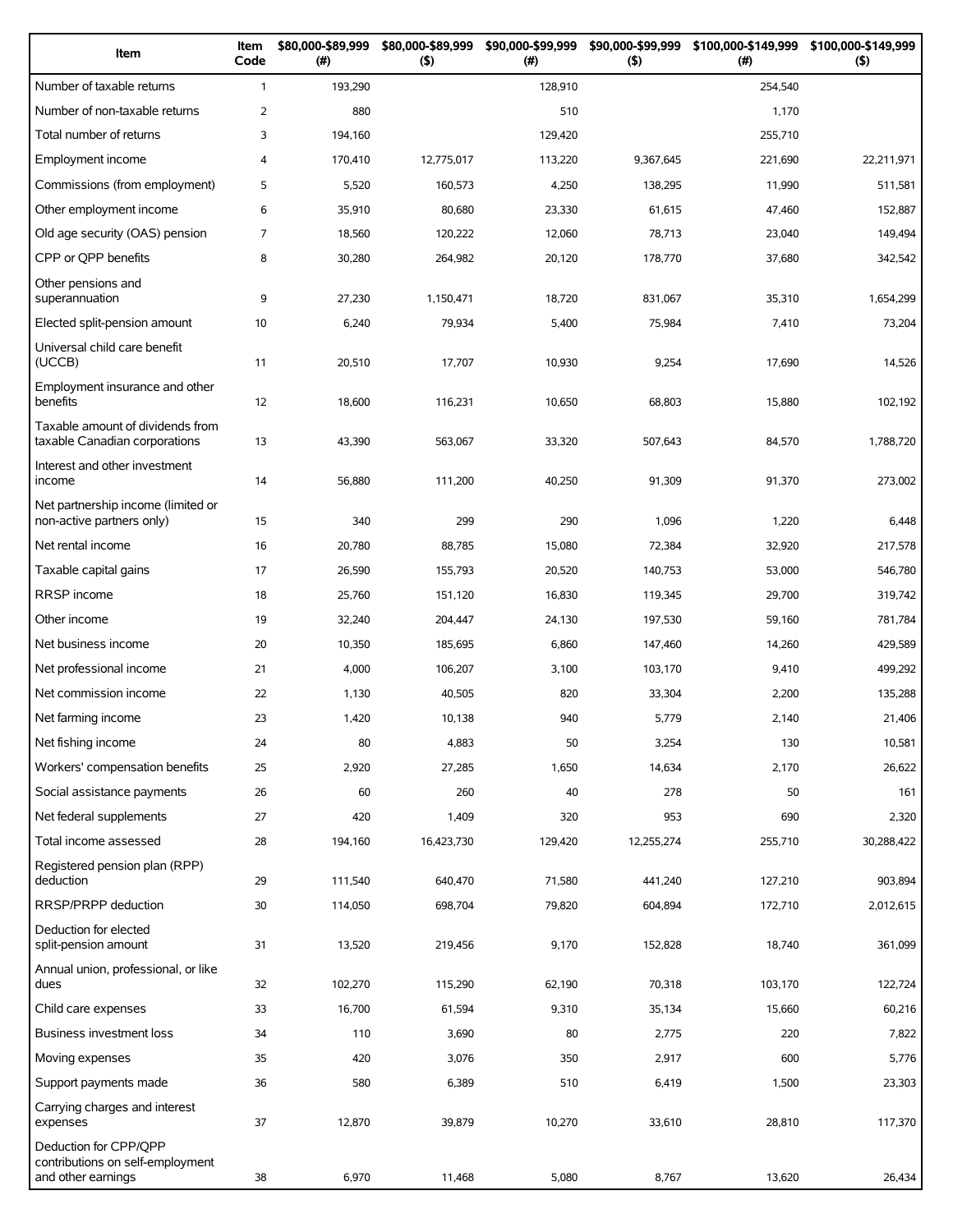| Item | Item Code | $80,000-$89,999 (#) | $80,000-$89,999 ($) | $90,000-$99,999 (#) | $90,000-$99,999 ($) | $100,000-$149,999 (#) | $100,000-$149,999 ($) |
|---|---|---|---|---|---|---|---|
| Number of taxable returns | 1 | 193,290 | | 128,910 | | 254,540 | |
| Number of non-taxable returns | 2 | 880 | | 510 | | 1,170 | |
| Total number of returns | 3 | 194,160 | | 129,420 | | 255,710 | |
| Employment income | 4 | 170,410 | 12,775,017 | 113,220 | 9,367,645 | 221,690 | 22,211,971 |
| Commissions (from employment) | 5 | 5,520 | 160,573 | 4,250 | 138,295 | 11,990 | 511,581 |
| Other employment income | 6 | 35,910 | 80,680 | 23,330 | 61,615 | 47,460 | 152,887 |
| Old age security (OAS) pension | 7 | 18,560 | 120,222 | 12,060 | 78,713 | 23,040 | 149,494 |
| CPP or QPP benefits | 8 | 30,280 | 264,982 | 20,120 | 178,770 | 37,680 | 342,542 |
| Other pensions and superannuation | 9 | 27,230 | 1,150,471 | 18,720 | 831,067 | 35,310 | 1,654,299 |
| Elected split-pension amount | 10 | 6,240 | 79,934 | 5,400 | 75,984 | 7,410 | 73,204 |
| Universal child care benefit (UCCB) | 11 | 20,510 | 17,707 | 10,930 | 9,254 | 17,690 | 14,526 |
| Employment insurance and other benefits | 12 | 18,600 | 116,231 | 10,650 | 68,803 | 15,880 | 102,192 |
| Taxable amount of dividends from taxable Canadian corporations | 13 | 43,390 | 563,067 | 33,320 | 507,643 | 84,570 | 1,788,720 |
| Interest and other investment income | 14 | 56,880 | 111,200 | 40,250 | 91,309 | 91,370 | 273,002 |
| Net partnership income (limited or non-active partners only) | 15 | 340 | 299 | 290 | 1,096 | 1,220 | 6,448 |
| Net rental income | 16 | 20,780 | 88,785 | 15,080 | 72,384 | 32,920 | 217,578 |
| Taxable capital gains | 17 | 26,590 | 155,793 | 20,520 | 140,753 | 53,000 | 546,780 |
| RRSP income | 18 | 25,760 | 151,120 | 16,830 | 119,345 | 29,700 | 319,742 |
| Other income | 19 | 32,240 | 204,447 | 24,130 | 197,530 | 59,160 | 781,784 |
| Net business income | 20 | 10,350 | 185,695 | 6,860 | 147,460 | 14,260 | 429,589 |
| Net professional income | 21 | 4,000 | 106,207 | 3,100 | 103,170 | 9,410 | 499,292 |
| Net commission income | 22 | 1,130 | 40,505 | 820 | 33,304 | 2,200 | 135,288 |
| Net farming income | 23 | 1,420 | 10,138 | 940 | 5,779 | 2,140 | 21,406 |
| Net fishing income | 24 | 80 | 4,883 | 50 | 3,254 | 130 | 10,581 |
| Workers' compensation benefits | 25 | 2,920 | 27,285 | 1,650 | 14,634 | 2,170 | 26,622 |
| Social assistance payments | 26 | 60 | 260 | 40 | 278 | 50 | 161 |
| Net federal supplements | 27 | 420 | 1,409 | 320 | 953 | 690 | 2,320 |
| Total income assessed | 28 | 194,160 | 16,423,730 | 129,420 | 12,255,274 | 255,710 | 30,288,422 |
| Registered pension plan (RPP) deduction | 29 | 111,540 | 640,470 | 71,580 | 441,240 | 127,210 | 903,894 |
| RRSP/PRPP deduction | 30 | 114,050 | 698,704 | 79,820 | 604,894 | 172,710 | 2,012,615 |
| Deduction for elected split-pension amount | 31 | 13,520 | 219,456 | 9,170 | 152,828 | 18,740 | 361,099 |
| Annual union, professional, or like dues | 32 | 102,270 | 115,290 | 62,190 | 70,318 | 103,170 | 122,724 |
| Child care expenses | 33 | 16,700 | 61,594 | 9,310 | 35,134 | 15,660 | 60,216 |
| Business investment loss | 34 | 110 | 3,690 | 80 | 2,775 | 220 | 7,822 |
| Moving expenses | 35 | 420 | 3,076 | 350 | 2,917 | 600 | 5,776 |
| Support payments made | 36 | 580 | 6,389 | 510 | 6,419 | 1,500 | 23,303 |
| Carrying charges and interest expenses | 37 | 12,870 | 39,879 | 10,270 | 33,610 | 28,810 | 117,370 |
| Deduction for CPP/QPP contributions on self-employment and other earnings | 38 | 6,970 | 11,468 | 5,080 | 8,767 | 13,620 | 26,434 |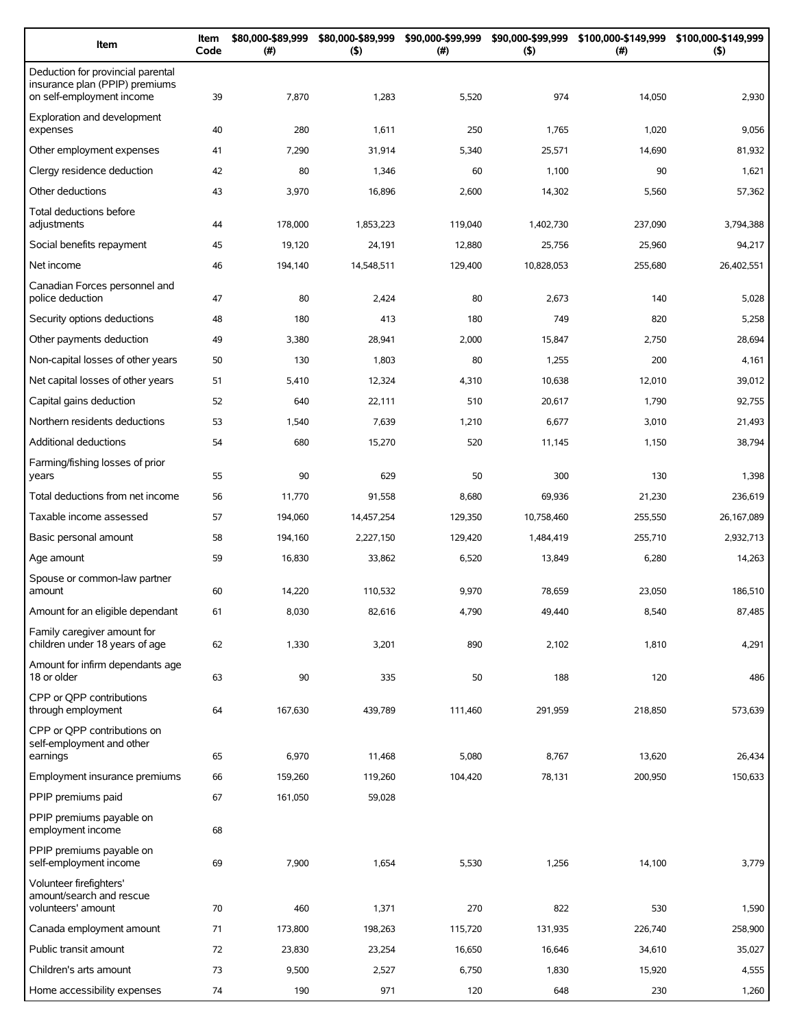| Item | Item Code | $80,000-$89,999 (#) | $80,000-$89,999 ($) | $90,000-$99,999 (#) | $90,000-$99,999 ($) | $100,000-$149,999 (#) | $100,000-$149,999 ($) |
|---|---|---|---|---|---|---|---|
| Deduction for provincial parental insurance plan (PPIP) premiums on self-employment income | 39 | 7,870 | 1,283 | 5,520 | 974 | 14,050 | 2,930 |
| Exploration and development expenses | 40 | 280 | 1,611 | 250 | 1,765 | 1,020 | 9,056 |
| Other employment expenses | 41 | 7,290 | 31,914 | 5,340 | 25,571 | 14,690 | 81,932 |
| Clergy residence deduction | 42 | 80 | 1,346 | 60 | 1,100 | 90 | 1,621 |
| Other deductions | 43 | 3,970 | 16,896 | 2,600 | 14,302 | 5,560 | 57,362 |
| Total deductions before adjustments | 44 | 178,000 | 1,853,223 | 119,040 | 1,402,730 | 237,090 | 3,794,388 |
| Social benefits repayment | 45 | 19,120 | 24,191 | 12,880 | 25,756 | 25,960 | 94,217 |
| Net income | 46 | 194,140 | 14,548,511 | 129,400 | 10,828,053 | 255,680 | 26,402,551 |
| Canadian Forces personnel and police deduction | 47 | 80 | 2,424 | 80 | 2,673 | 140 | 5,028 |
| Security options deductions | 48 | 180 | 413 | 180 | 749 | 820 | 5,258 |
| Other payments deduction | 49 | 3,380 | 28,941 | 2,000 | 15,847 | 2,750 | 28,694 |
| Non-capital losses of other years | 50 | 130 | 1,803 | 80 | 1,255 | 200 | 4,161 |
| Net capital losses of other years | 51 | 5,410 | 12,324 | 4,310 | 10,638 | 12,010 | 39,012 |
| Capital gains deduction | 52 | 640 | 22,111 | 510 | 20,617 | 1,790 | 92,755 |
| Northern residents deductions | 53 | 1,540 | 7,639 | 1,210 | 6,677 | 3,010 | 21,493 |
| Additional deductions | 54 | 680 | 15,270 | 520 | 11,145 | 1,150 | 38,794 |
| Farming/fishing losses of prior years | 55 | 90 | 629 | 50 | 300 | 130 | 1,398 |
| Total deductions from net income | 56 | 11,770 | 91,558 | 8,680 | 69,936 | 21,230 | 236,619 |
| Taxable income assessed | 57 | 194,060 | 14,457,254 | 129,350 | 10,758,460 | 255,550 | 26,167,089 |
| Basic personal amount | 58 | 194,160 | 2,227,150 | 129,420 | 1,484,419 | 255,710 | 2,932,713 |
| Age amount | 59 | 16,830 | 33,862 | 6,520 | 13,849 | 6,280 | 14,263 |
| Spouse or common-law partner amount | 60 | 14,220 | 110,532 | 9,970 | 78,659 | 23,050 | 186,510 |
| Amount for an eligible dependant | 61 | 8,030 | 82,616 | 4,790 | 49,440 | 8,540 | 87,485 |
| Family caregiver amount for children under 18 years of age | 62 | 1,330 | 3,201 | 890 | 2,102 | 1,810 | 4,291 |
| Amount for infirm dependants age 18 or older | 63 | 90 | 335 | 50 | 188 | 120 | 486 |
| CPP or QPP contributions through employment | 64 | 167,630 | 439,789 | 111,460 | 291,959 | 218,850 | 573,639 |
| CPP or QPP contributions on self-employment and other earnings | 65 | 6,970 | 11,468 | 5,080 | 8,767 | 13,620 | 26,434 |
| Employment insurance premiums | 66 | 159,260 | 119,260 | 104,420 | 78,131 | 200,950 | 150,633 |
| PPIP premiums paid | 67 | 161,050 | 59,028 | | | | |
| PPIP premiums payable on employment income | 68 | | | | | | |
| PPIP premiums payable on self-employment income | 69 | 7,900 | 1,654 | 5,530 | 1,256 | 14,100 | 3,779 |
| Volunteer firefighters' amount/search and rescue volunteers' amount | 70 | 460 | 1,371 | 270 | 822 | 530 | 1,590 |
| Canada employment amount | 71 | 173,800 | 198,263 | 115,720 | 131,935 | 226,740 | 258,900 |
| Public transit amount | 72 | 23,830 | 23,254 | 16,650 | 16,646 | 34,610 | 35,027 |
| Children's arts amount | 73 | 9,500 | 2,527 | 6,750 | 1,830 | 15,920 | 4,555 |
| Home accessibility expenses | 74 | 190 | 971 | 120 | 648 | 230 | 1,260 |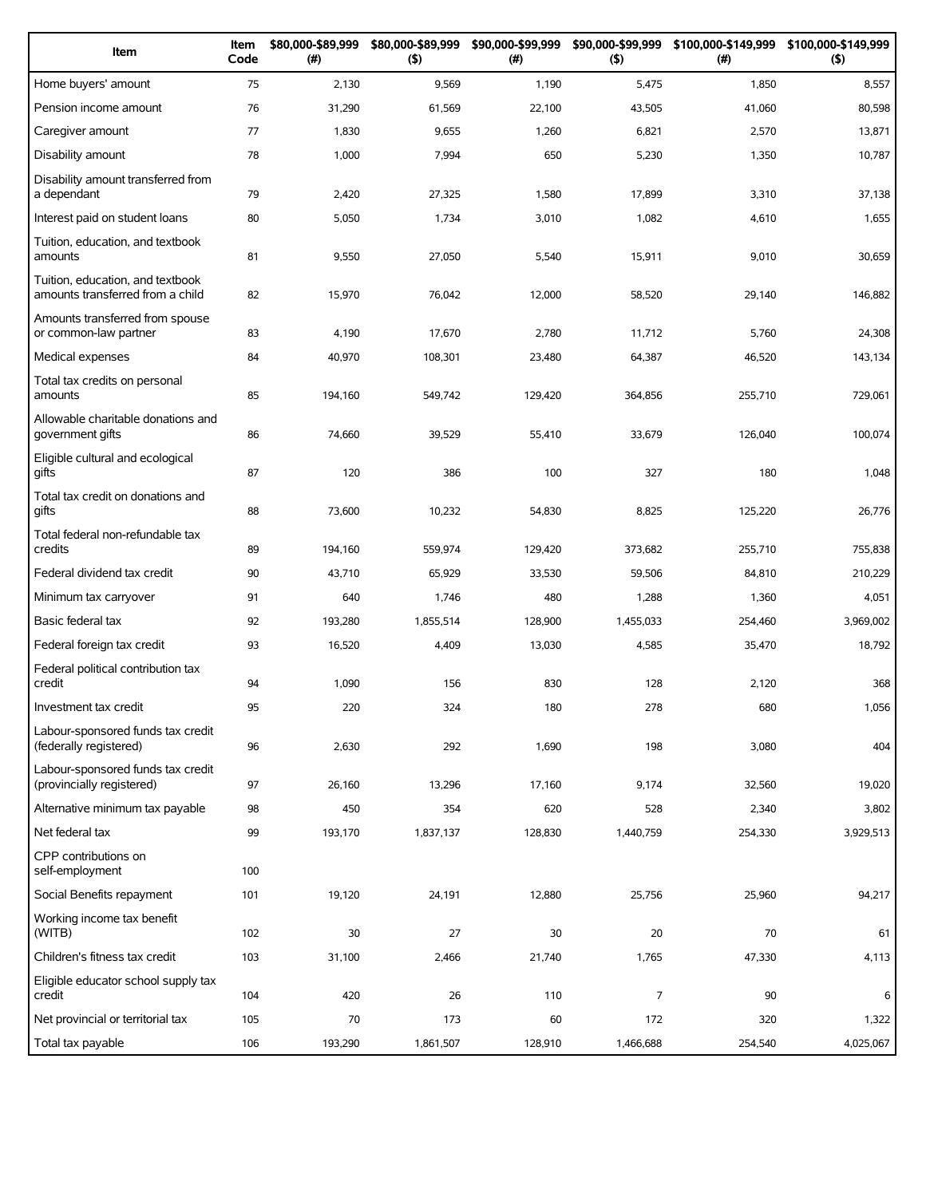| Item | Item Code | $80,000-$89,999 (#) | $80,000-$89,999 ($) | $90,000-$99,999 (#) | $90,000-$99,999 ($) | $100,000-$149,999 (#) | $100,000-$149,999 ($) |
|---|---|---|---|---|---|---|---|
| Home buyers' amount | 75 | 2,130 | 9,569 | 1,190 | 5,475 | 1,850 | 8,557 |
| Pension income amount | 76 | 31,290 | 61,569 | 22,100 | 43,505 | 41,060 | 80,598 |
| Caregiver amount | 77 | 1,830 | 9,655 | 1,260 | 6,821 | 2,570 | 13,871 |
| Disability amount | 78 | 1,000 | 7,994 | 650 | 5,230 | 1,350 | 10,787 |
| Disability amount transferred from a dependant | 79 | 2,420 | 27,325 | 1,580 | 17,899 | 3,310 | 37,138 |
| Interest paid on student loans | 80 | 5,050 | 1,734 | 3,010 | 1,082 | 4,610 | 1,655 |
| Tuition, education, and textbook amounts | 81 | 9,550 | 27,050 | 5,540 | 15,911 | 9,010 | 30,659 |
| Tuition, education, and textbook amounts transferred from a child | 82 | 15,970 | 76,042 | 12,000 | 58,520 | 29,140 | 146,882 |
| Amounts transferred from spouse or common-law partner | 83 | 4,190 | 17,670 | 2,780 | 11,712 | 5,760 | 24,308 |
| Medical expenses | 84 | 40,970 | 108,301 | 23,480 | 64,387 | 46,520 | 143,134 |
| Total tax credits on personal amounts | 85 | 194,160 | 549,742 | 129,420 | 364,856 | 255,710 | 729,061 |
| Allowable charitable donations and government gifts | 86 | 74,660 | 39,529 | 55,410 | 33,679 | 126,040 | 100,074 |
| Eligible cultural and ecological gifts | 87 | 120 | 386 | 100 | 327 | 180 | 1,048 |
| Total tax credit on donations and gifts | 88 | 73,600 | 10,232 | 54,830 | 8,825 | 125,220 | 26,776 |
| Total federal non-refundable tax credits | 89 | 194,160 | 559,974 | 129,420 | 373,682 | 255,710 | 755,838 |
| Federal dividend tax credit | 90 | 43,710 | 65,929 | 33,530 | 59,506 | 84,810 | 210,229 |
| Minimum tax carryover | 91 | 640 | 1,746 | 480 | 1,288 | 1,360 | 4,051 |
| Basic federal tax | 92 | 193,280 | 1,855,514 | 128,900 | 1,455,033 | 254,460 | 3,969,002 |
| Federal foreign tax credit | 93 | 16,520 | 4,409 | 13,030 | 4,585 | 35,470 | 18,792 |
| Federal political contribution tax credit | 94 | 1,090 | 156 | 830 | 128 | 2,120 | 368 |
| Investment tax credit | 95 | 220 | 324 | 180 | 278 | 680 | 1,056 |
| Labour-sponsored funds tax credit (federally registered) | 96 | 2,630 | 292 | 1,690 | 198 | 3,080 | 404 |
| Labour-sponsored funds tax credit (provincially registered) | 97 | 26,160 | 13,296 | 17,160 | 9,174 | 32,560 | 19,020 |
| Alternative minimum tax payable | 98 | 450 | 354 | 620 | 528 | 2,340 | 3,802 |
| Net federal tax | 99 | 193,170 | 1,837,137 | 128,830 | 1,440,759 | 254,330 | 3,929,513 |
| CPP contributions on self-employment | 100 | | | | | | |
| Social Benefits repayment | 101 | 19,120 | 24,191 | 12,880 | 25,756 | 25,960 | 94,217 |
| Working income tax benefit (WITB) | 102 | 30 | 27 | 30 | 20 | 70 | 61 |
| Children's fitness tax credit | 103 | 31,100 | 2,466 | 21,740 | 1,765 | 47,330 | 4,113 |
| Eligible educator school supply tax credit | 104 | 420 | 26 | 110 | 7 | 90 | 6 |
| Net provincial or territorial tax | 105 | 70 | 173 | 60 | 172 | 320 | 1,322 |
| Total tax payable | 106 | 193,290 | 1,861,507 | 128,910 | 1,466,688 | 254,540 | 4,025,067 |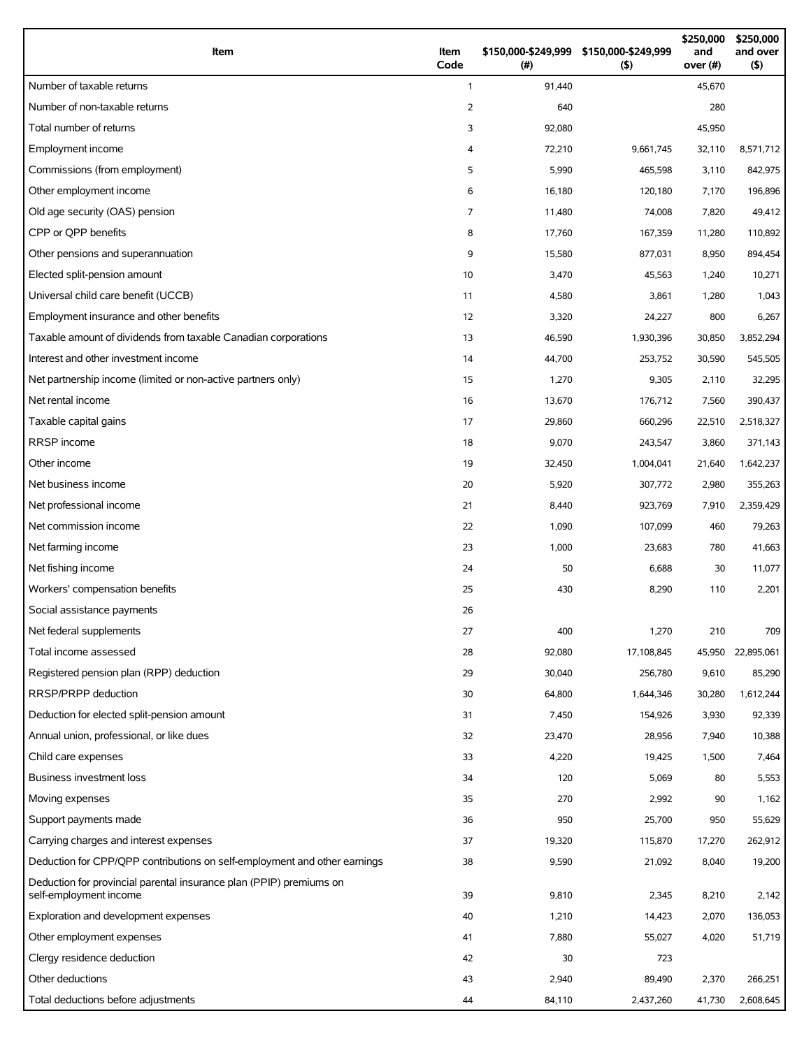| Item | Item Code | $150,000-$249,999 (#) | $150,000-$249,999 ($) | $250,000 and over (#) | $250,000 and over ($) |
|---|---|---|---|---|---|
| Number of taxable returns | 1 | 91,440 | | 45,670 | |
| Number of non-taxable returns | 2 | 640 | | 280 | |
| Total number of returns | 3 | 92,080 | | 45,950 | |
| Employment income | 4 | 72,210 | 9,661,745 | 32,110 | 8,571,712 |
| Commissions (from employment) | 5 | 5,990 | 465,598 | 3,110 | 842,975 |
| Other employment income | 6 | 16,180 | 120,180 | 7,170 | 196,896 |
| Old age security (OAS) pension | 7 | 11,480 | 74,008 | 7,820 | 49,412 |
| CPP or QPP benefits | 8 | 17,760 | 167,359 | 11,280 | 110,892 |
| Other pensions and superannuation | 9 | 15,580 | 877,031 | 8,950 | 894,454 |
| Elected split-pension amount | 10 | 3,470 | 45,563 | 1,240 | 10,271 |
| Universal child care benefit (UCCB) | 11 | 4,580 | 3,861 | 1,280 | 1,043 |
| Employment insurance and other benefits | 12 | 3,320 | 24,227 | 800 | 6,267 |
| Taxable amount of dividends from taxable Canadian corporations | 13 | 46,590 | 1,930,396 | 30,850 | 3,852,294 |
| Interest and other investment income | 14 | 44,700 | 253,752 | 30,590 | 545,505 |
| Net partnership income (limited or non-active partners only) | 15 | 1,270 | 9,305 | 2,110 | 32,295 |
| Net rental income | 16 | 13,670 | 176,712 | 7,560 | 390,437 |
| Taxable capital gains | 17 | 29,860 | 660,296 | 22,510 | 2,518,327 |
| RRSP income | 18 | 9,070 | 243,547 | 3,860 | 371,143 |
| Other income | 19 | 32,450 | 1,004,041 | 21,640 | 1,642,237 |
| Net business income | 20 | 5,920 | 307,772 | 2,980 | 355,263 |
| Net professional income | 21 | 8,440 | 923,769 | 7,910 | 2,359,429 |
| Net commission income | 22 | 1,090 | 107,099 | 460 | 79,263 |
| Net farming income | 23 | 1,000 | 23,683 | 780 | 41,663 |
| Net fishing income | 24 | 50 | 6,688 | 30 | 11,077 |
| Workers' compensation benefits | 25 | 430 | 8,290 | 110 | 2,201 |
| Social assistance payments | 26 | | | | |
| Net federal supplements | 27 | 400 | 1,270 | 210 | 709 |
| Total income assessed | 28 | 92,080 | 17,108,845 | 45,950 | 22,895,061 |
| Registered pension plan (RPP) deduction | 29 | 30,040 | 256,780 | 9,610 | 85,290 |
| RRSP/PRPP deduction | 30 | 64,800 | 1,644,346 | 30,280 | 1,612,244 |
| Deduction for elected split-pension amount | 31 | 7,450 | 154,926 | 3,930 | 92,339 |
| Annual union, professional, or like dues | 32 | 23,470 | 28,956 | 7,940 | 10,388 |
| Child care expenses | 33 | 4,220 | 19,425 | 1,500 | 7,464 |
| Business investment loss | 34 | 120 | 5,069 | 80 | 5,553 |
| Moving expenses | 35 | 270 | 2,992 | 90 | 1,162 |
| Support payments made | 36 | 950 | 25,700 | 950 | 55,629 |
| Carrying charges and interest expenses | 37 | 19,320 | 115,870 | 17,270 | 262,912 |
| Deduction for CPP/QPP contributions on self-employment and other earnings | 38 | 9,590 | 21,092 | 8,040 | 19,200 |
| Deduction for provincial parental insurance plan (PPIP) premiums on self-employment income | 39 | 9,810 | 2,345 | 8,210 | 2,142 |
| Exploration and development expenses | 40 | 1,210 | 14,423 | 2,070 | 136,053 |
| Other employment expenses | 41 | 7,880 | 55,027 | 4,020 | 51,719 |
| Clergy residence deduction | 42 | 30 | 723 | | |
| Other deductions | 43 | 2,940 | 89,490 | 2,370 | 266,251 |
| Total deductions before adjustments | 44 | 84,110 | 2,437,260 | 41,730 | 2,608,645 |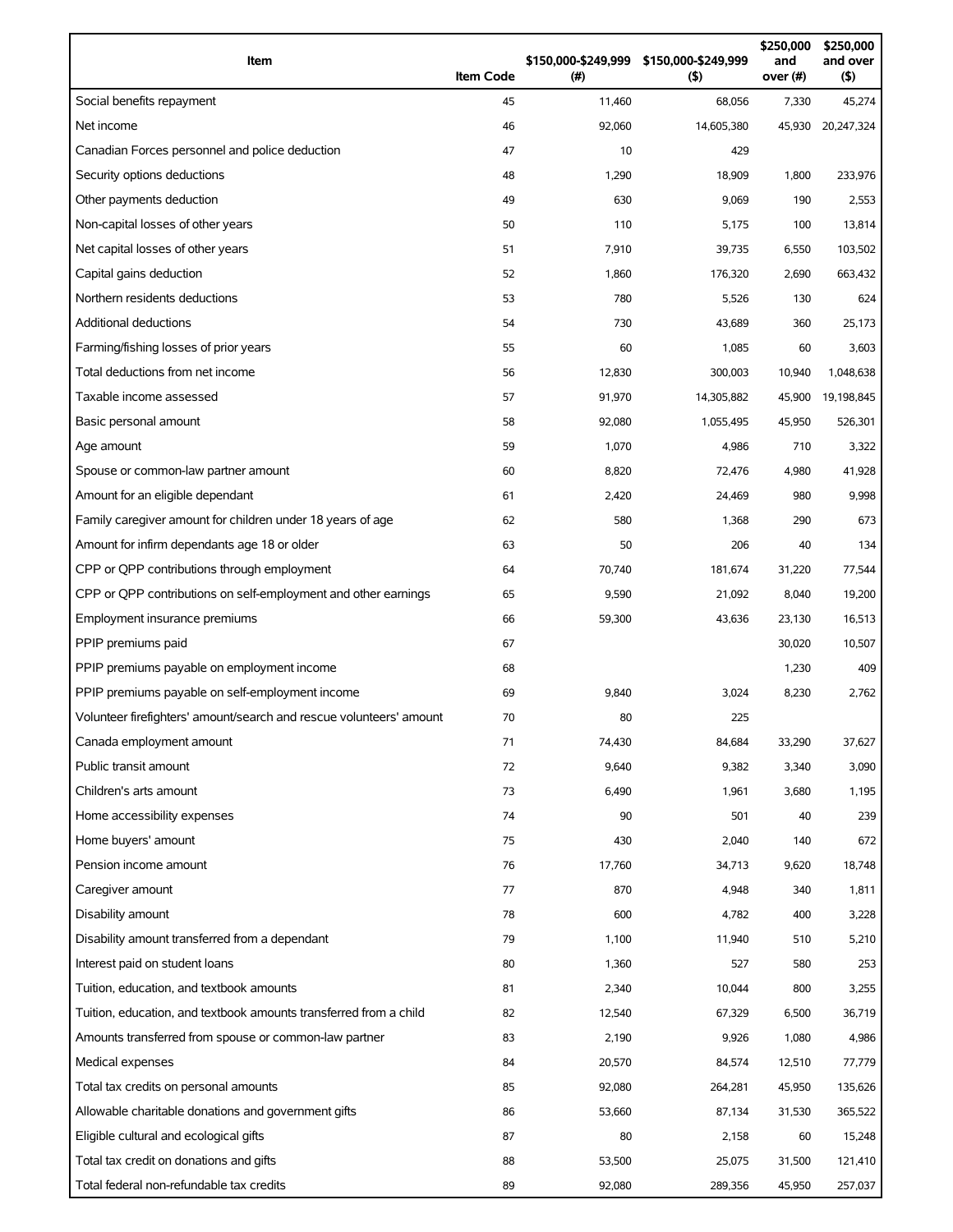| Item | Item Code | $150,000-$249,999 (#) | $150,000-$249,999 ($) | $250,000 and over (#) | $250,000 and over ($) |
|---|---|---|---|---|---|
| Social benefits repayment | 45 | 11,460 | 68,056 | 7,330 | 45,274 |
| Net income | 46 | 92,060 | 14,605,380 | 45,930 | 20,247,324 |
| Canadian Forces personnel and police deduction | 47 | 10 | 429 | | |
| Security options deductions | 48 | 1,290 | 18,909 | 1,800 | 233,976 |
| Other payments deduction | 49 | 630 | 9,069 | 190 | 2,553 |
| Non-capital losses of other years | 50 | 110 | 5,175 | 100 | 13,814 |
| Net capital losses of other years | 51 | 7,910 | 39,735 | 6,550 | 103,502 |
| Capital gains deduction | 52 | 1,860 | 176,320 | 2,690 | 663,432 |
| Northern residents deductions | 53 | 780 | 5,526 | 130 | 624 |
| Additional deductions | 54 | 730 | 43,689 | 360 | 25,173 |
| Farming/fishing losses of prior years | 55 | 60 | 1,085 | 60 | 3,603 |
| Total deductions from net income | 56 | 12,830 | 300,003 | 10,940 | 1,048,638 |
| Taxable income assessed | 57 | 91,970 | 14,305,882 | 45,900 | 19,198,845 |
| Basic personal amount | 58 | 92,080 | 1,055,495 | 45,950 | 526,301 |
| Age amount | 59 | 1,070 | 4,986 | 710 | 3,322 |
| Spouse or common-law partner amount | 60 | 8,820 | 72,476 | 4,980 | 41,928 |
| Amount for an eligible dependant | 61 | 2,420 | 24,469 | 980 | 9,998 |
| Family caregiver amount for children under 18 years of age | 62 | 580 | 1,368 | 290 | 673 |
| Amount for infirm dependants age 18 or older | 63 | 50 | 206 | 40 | 134 |
| CPP or QPP contributions through employment | 64 | 70,740 | 181,674 | 31,220 | 77,544 |
| CPP or QPP contributions on self-employment and other earnings | 65 | 9,590 | 21,092 | 8,040 | 19,200 |
| Employment insurance premiums | 66 | 59,300 | 43,636 | 23,130 | 16,513 |
| PPIP premiums paid | 67 | | | 30,020 | 10,507 |
| PPIP premiums payable on employment income | 68 | | | 1,230 | 409 |
| PPIP premiums payable on self-employment income | 69 | 9,840 | 3,024 | 8,230 | 2,762 |
| Volunteer firefighters' amount/search and rescue volunteers' amount | 70 | 80 | 225 | | |
| Canada employment amount | 71 | 74,430 | 84,684 | 33,290 | 37,627 |
| Public transit amount | 72 | 9,640 | 9,382 | 3,340 | 3,090 |
| Children's arts amount | 73 | 6,490 | 1,961 | 3,680 | 1,195 |
| Home accessibility expenses | 74 | 90 | 501 | 40 | 239 |
| Home buyers' amount | 75 | 430 | 2,040 | 140 | 672 |
| Pension income amount | 76 | 17,760 | 34,713 | 9,620 | 18,748 |
| Caregiver amount | 77 | 870 | 4,948 | 340 | 1,811 |
| Disability amount | 78 | 600 | 4,782 | 400 | 3,228 |
| Disability amount transferred from a dependant | 79 | 1,100 | 11,940 | 510 | 5,210 |
| Interest paid on student loans | 80 | 1,360 | 527 | 580 | 253 |
| Tuition, education, and textbook amounts | 81 | 2,340 | 10,044 | 800 | 3,255 |
| Tuition, education, and textbook amounts transferred from a child | 82 | 12,540 | 67,329 | 6,500 | 36,719 |
| Amounts transferred from spouse or common-law partner | 83 | 2,190 | 9,926 | 1,080 | 4,986 |
| Medical expenses | 84 | 20,570 | 84,574 | 12,510 | 77,779 |
| Total tax credits on personal amounts | 85 | 92,080 | 264,281 | 45,950 | 135,626 |
| Allowable charitable donations and government gifts | 86 | 53,660 | 87,134 | 31,530 | 365,522 |
| Eligible cultural and ecological gifts | 87 | 80 | 2,158 | 60 | 15,248 |
| Total tax credit on donations and gifts | 88 | 53,500 | 25,075 | 31,500 | 121,410 |
| Total federal non-refundable tax credits | 89 | 92,080 | 289,356 | 45,950 | 257,037 |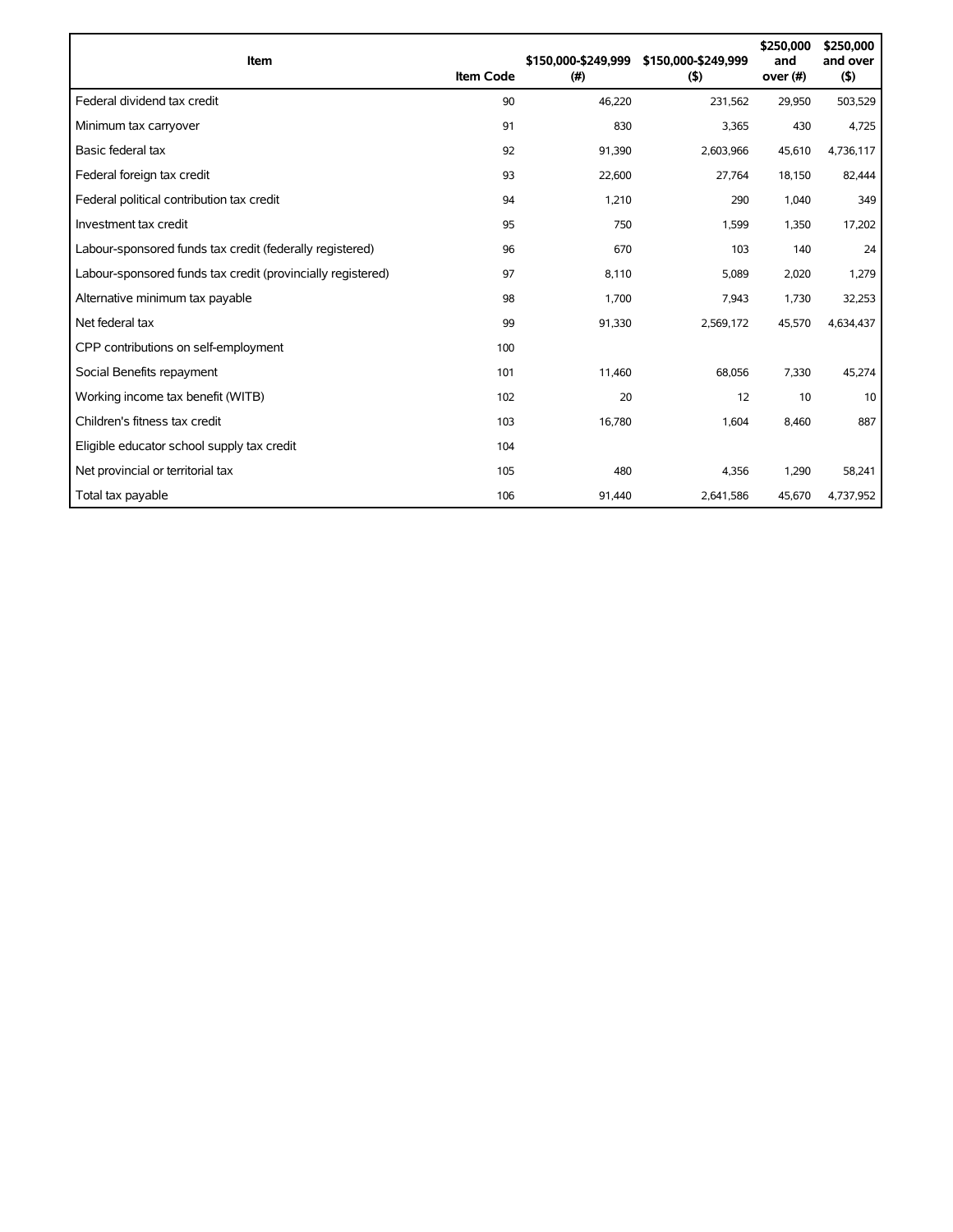| Item | Item Code | $150,000-$249,999 (#) | $150,000-$249,999 ($) | $250,000 and over (#) | $250,000 and over ($) |
| --- | --- | --- | --- | --- | --- |
| Federal dividend tax credit | 90 | 46,220 | 231,562 | 29,950 | 503,529 |
| Minimum tax carryover | 91 | 830 | 3,365 | 430 | 4,725 |
| Basic federal tax | 92 | 91,390 | 2,603,966 | 45,610 | 4,736,117 |
| Federal foreign tax credit | 93 | 22,600 | 27,764 | 18,150 | 82,444 |
| Federal political contribution tax credit | 94 | 1,210 | 290 | 1,040 | 349 |
| Investment tax credit | 95 | 750 | 1,599 | 1,350 | 17,202 |
| Labour-sponsored funds tax credit (federally registered) | 96 | 670 | 103 | 140 | 24 |
| Labour-sponsored funds tax credit (provincially registered) | 97 | 8,110 | 5,089 | 2,020 | 1,279 |
| Alternative minimum tax payable | 98 | 1,700 | 7,943 | 1,730 | 32,253 |
| Net federal tax | 99 | 91,330 | 2,569,172 | 45,570 | 4,634,437 |
| CPP contributions on self-employment | 100 | | | | |
| Social Benefits repayment | 101 | 11,460 | 68,056 | 7,330 | 45,274 |
| Working income tax benefit (WITB) | 102 | 20 | 12 | 10 | 10 |
| Children's fitness tax credit | 103 | 16,780 | 1,604 | 8,460 | 887 |
| Eligible educator school supply tax credit | 104 | | | | |
| Net provincial or territorial tax | 105 | 480 | 4,356 | 1,290 | 58,241 |
| Total tax payable | 106 | 91,440 | 2,641,586 | 45,670 | 4,737,952 |